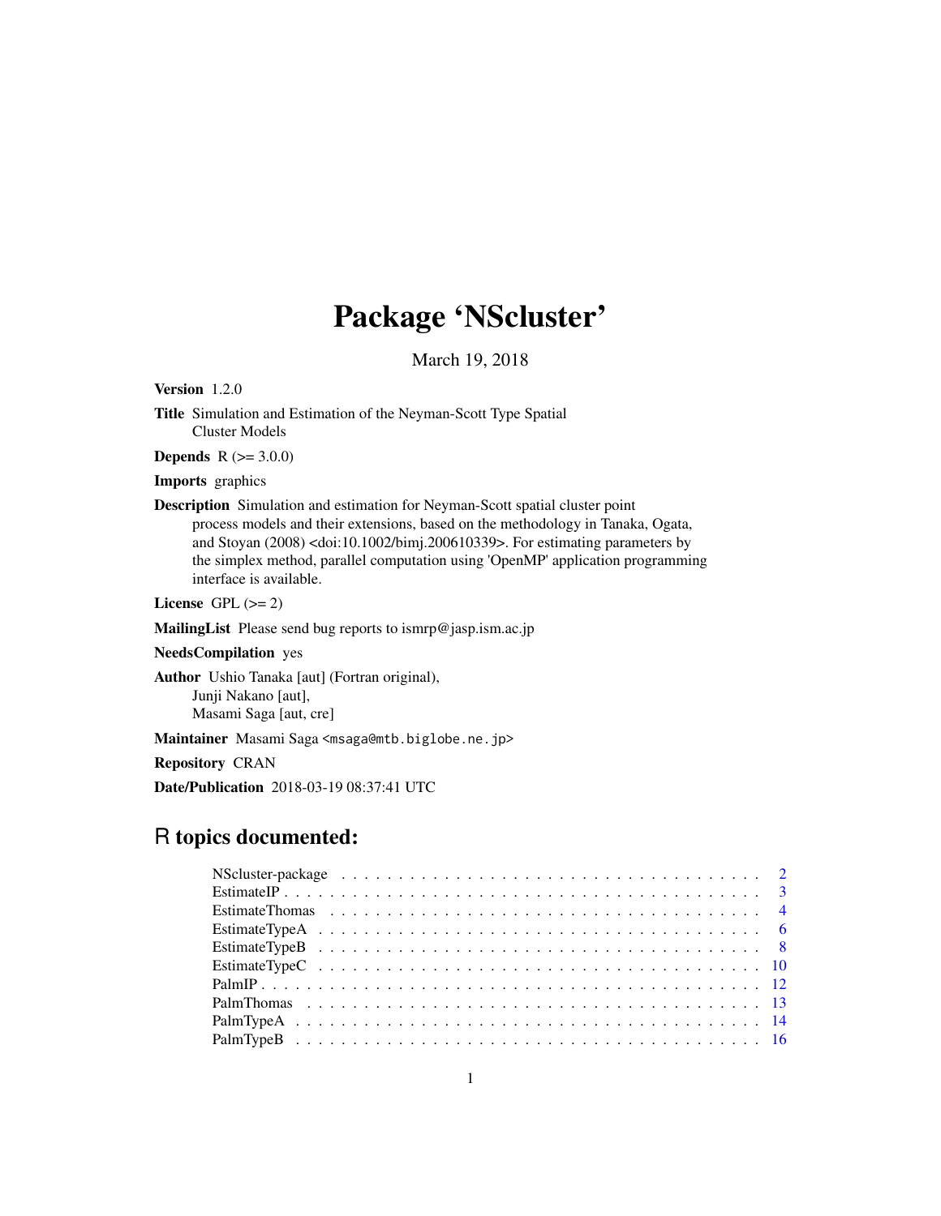# Package 'NScluster'

March 19, 2018

**Version** 1.2.0

**Title** Simulation and Estimation of the Neyman-Scott Type Spatial Cluster Models

**Depends** R (>= 3.0.0)

**Imports** graphics

**Description** Simulation and estimation for Neyman-Scott spatial cluster point process models and their extensions, based on the methodology in Tanaka, Ogata, and Stoyan (2008) <doi:10.1002/bimj.200610339>. For estimating parameters by the simplex method, parallel computation using 'OpenMP' application programming interface is available.

**License** GPL (>= 2)

**MailingList** Please send bug reports to ismrp@jasp.ism.ac.jp

**NeedsCompilation** yes

**Author** Ushio Tanaka [aut] (Fortran original), Junji Nakano [aut], Masami Saga [aut, cre]

**Maintainer** Masami Saga <msaga@mtb.biglobe.ne.jp>

**Repository** CRAN

**Date/Publication** 2018-03-19 08:37:41 UTC

## R topics documented:

| | |
|---|---|
| NScluster-package | 2 |
| EstimateIP | 3 |
| EstimateThomas | 4 |
| EstimateTypeA | 6 |
| EstimateTypeB | 8 |
| EstimateTypeC | 10 |
| PalmIP | 12 |
| PalmThomas | 13 |
| PalmTypeA | 14 |
| PalmTypeB | 16 |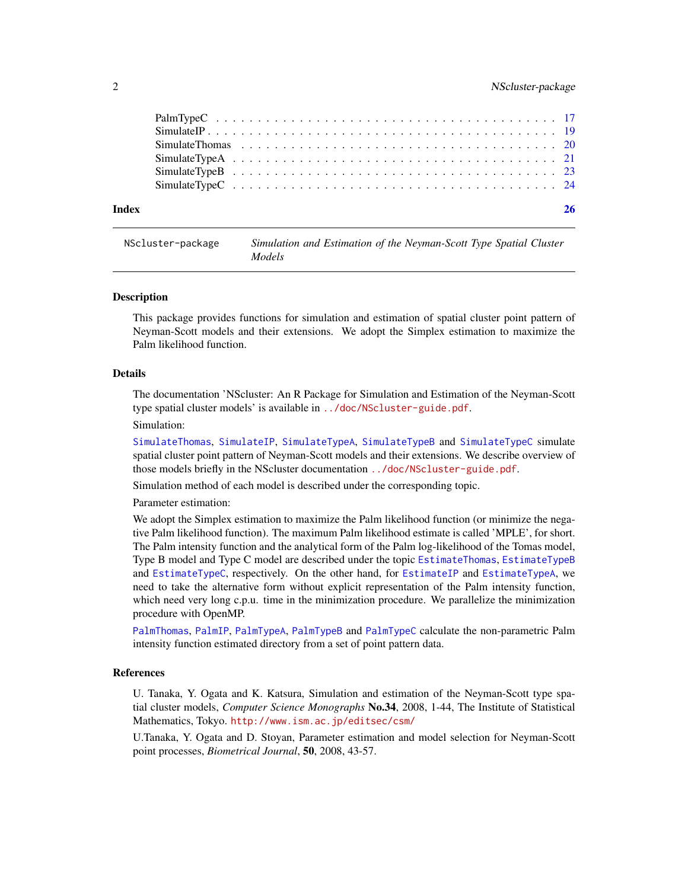| | |
|---|---|
| PalmTypeC | 17 |
| SimulateIP | 19 |
| SimulateThomas | 20 |
| SimulateTypeA | 21 |
| SimulateTypeB | 23 |
| SimulateTypeC | 24 |
| **Index** | **26** |

---

`NScluster-package` *Simulation and Estimation of the Neyman-Scott Type Spatial Cluster Models*

---

### Description

This package provides functions for simulation and estimation of spatial cluster point pattern of Neyman-Scott models and their extensions. We adopt the Simplex estimation to maximize the Palm likelihood function.

### Details

The documentation 'NScluster: An R Package for Simulation and Estimation of the Neyman-Scott type spatial cluster models' is available in `../doc/NScluster-guide.pdf`.

Simulation:

`SimulateThomas`, `SimulateIP`, `SimulateTypeA`, `SimulateTypeB` and `SimulateTypeC` simulate spatial cluster point pattern of Neyman-Scott models and their extensions. We describe overview of those models briefly in the NScluster documentation `../doc/NScluster-guide.pdf`.

Simulation method of each model is described under the corresponding topic.

Parameter estimation:

We adopt the Simplex estimation to maximize the Palm likelihood function (or minimize the negative Palm likelihood function). The maximum Palm likelihood estimate is called 'MPLE', for short. The Palm intensity function and the analytical form of the Palm log-likelihood of the Tomas model, Type B model and Type C model are described under the topic `EstimateThomas`, `EstimateTypeB` and `EstimateTypeC`, respectively. On the other hand, for `EstimateIP` and `EstimateTypeA`, we need to take the alternative form without explicit representation of the Palm intensity function, which need very long c.p.u. time in the minimization procedure. We parallelize the minimization procedure with OpenMP.

`PalmThomas`, `PalmIP`, `PalmTypeA`, `PalmTypeB` and `PalmTypeC` calculate the non-parametric Palm intensity function estimated directory from a set of point pattern data.

### References

U. Tanaka, Y. Ogata and K. Katsura, Simulation and estimation of the Neyman-Scott type spatial cluster models, *Computer Science Monographs* **No.34**, 2008, 1-44, The Institute of Statistical Mathematics, Tokyo. `http://www.ism.ac.jp/editsec/csm/`

U.Tanaka, Y. Ogata and D. Stoyan, Parameter estimation and model selection for Neyman-Scott point processes, *Biometrical Journal*, **50**, 2008, 43-57.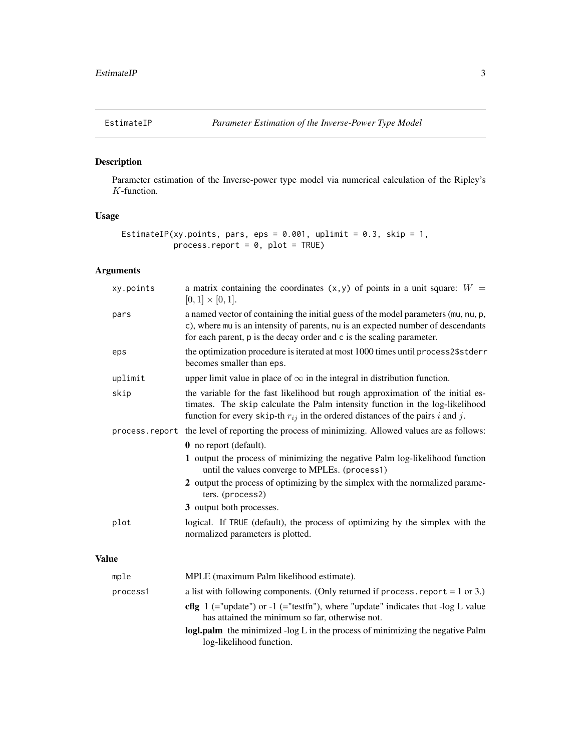# EstimateIP — *Parameter Estimation of the Inverse-Power Type Model*

## Description

Parameter estimation of the Inverse-power type model via numerical calculation of the Ripley's $K$-function.

## Usage

```
EstimateIP(xy.points, pars, eps = 0.001, uplimit = 0.3, skip = 1,
           process.report = 0, plot = TRUE)
```

## Arguments

`xy.points` — a matrix containing the coordinates `(x,y)` of points in a unit square: $W = [0,1] \times [0,1]$.

`pars` — a named vector of containing the initial guess of the model parameters (`mu`, `nu`, `p`, `c`), where `mu` is an intensity of parents, `nu` is an expected number of descendants for each parent, `p` is the decay order and `c` is the scaling parameter.

`eps` — the optimization procedure is iterated at most 1000 times until `process2$stderr` becomes smaller than `eps`.

`uplimit` — upper limit value in place of $\infty$ in the integral in distribution function.

`skip` — the variable for the fast likelihood but rough approximation of the initial estimates. The `skip` calculate the Palm intensity function in the log-likelihood function for every `skip`-th $r_{ij}$ in the ordered distances of the pairs $i$ and $j$.

`process.report` — the level of reporting the process of minimizing. Allowed values are as follows:

- **0** no report (default).
- **1** output the process of minimizing the negative Palm log-likelihood function until the values converge to MPLEs. (`process1`)
- **2** output the process of optimizing by the simplex with the normalized parameters. (`process2`)
- **3** output both processes.

`plot` — logical. If `TRUE` (default), the process of optimizing by the simplex with the normalized parameters is plotted.

## Value

`mple` — MPLE (maximum Palm likelihood estimate).

`process1` — a list with following components. (Only returned if `process.report` = 1 or 3.)

- **cflg** 1 (="update") or -1 (="testfn"), where "update" indicates that -log L value has attained the minimum so far, otherwise not.
- **logl.palm** the minimized -log L in the process of minimizing the negative Palm log-likelihood function.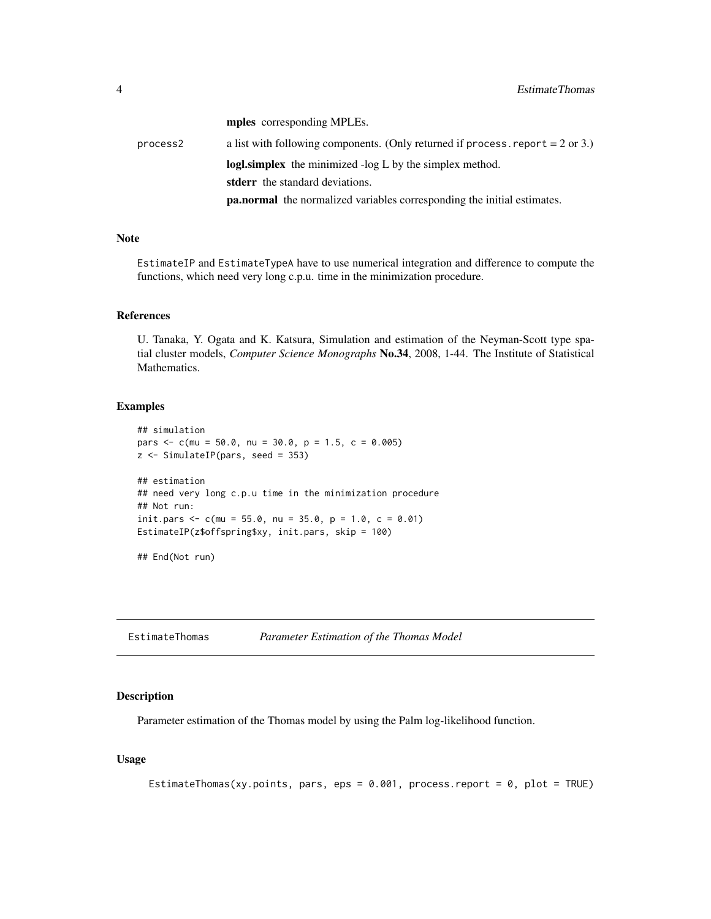**mples** corresponding MPLEs.

process2 a list with following components. (Only returned if `process.report` = 2 or 3.)

**logl.simplex** the minimized -log L by the simplex method.

**stderr** the standard deviations.

**pa.normal** the normalized variables corresponding the initial estimates.

## Note

`EstimateIP` and `EstimateTypeA` have to use numerical integration and difference to compute the functions, which need very long c.p.u. time in the minimization procedure.

## References

U. Tanaka, Y. Ogata and K. Katsura, Simulation and estimation of the Neyman-Scott type spatial cluster models, *Computer Science Monographs* **No.34**, 2008, 1-44. The Institute of Statistical Mathematics.

## Examples

```
## simulation
pars <- c(mu = 50.0, nu = 30.0, p = 1.5, c = 0.005)
z <- SimulateIP(pars, seed = 353)

## estimation
## need very long c.p.u time in the minimization procedure
## Not run:
init.pars <- c(mu = 55.0, nu = 35.0, p = 1.0, c = 0.01)
EstimateIP(z$offspring$xy, init.pars, skip = 100)

## End(Not run)
```

---

# EstimateThomas *Parameter Estimation of the Thomas Model*

## Description

Parameter estimation of the Thomas model by using the Palm log-likelihood function.

## Usage

```
EstimateThomas(xy.points, pars, eps = 0.001, process.report = 0, plot = TRUE)
```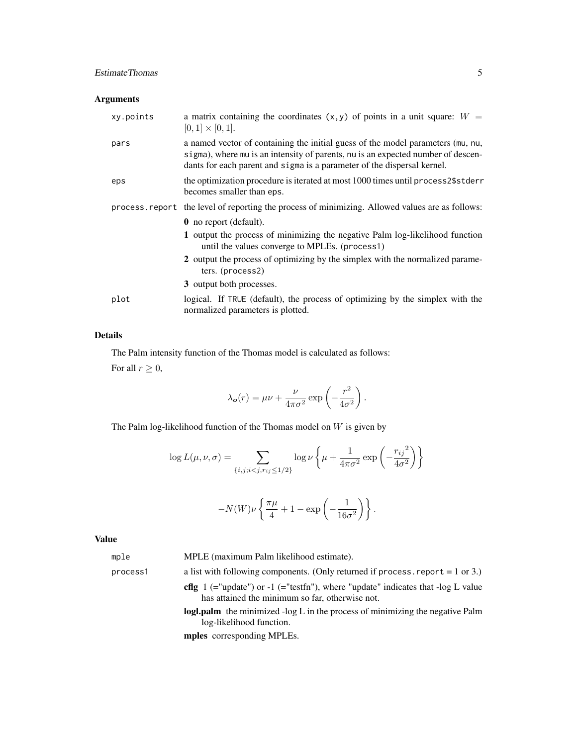## Arguments

| | |
|---|---|
| xy.points | a matrix containing the coordinates (x,y) of points in a unit square: $W = [0,1] \times [0,1]$. |
| pars | a named vector of containing the initial guess of the model parameters (mu, nu, sigma), where mu is an intensity of parents, nu is an expected number of descendants for each parent and sigma is a parameter of the dispersal kernel. |
| eps | the optimization procedure is iterated at most 1000 times until process2$stderr becomes smaller than eps. |
| process.report | the level of reporting the process of minimizing. Allowed values are as follows: **0** no report (default). **1** output the process of minimizing the negative Palm log-likelihood function until the values converge to MPLEs. (process1) **2** output the process of optimizing by the simplex with the normalized parameters. (process2) **3** output both processes. |
| plot | logical. If TRUE (default), the process of optimizing by the simplex with the normalized parameters is plotted. |

## Details

The Palm intensity function of the Thomas model is calculated as follows:

For all $r \geq 0$,

$$\lambda_{\boldsymbol{o}}(r) = \mu\nu + \frac{\nu}{4\pi\sigma^2} \exp\left(-\frac{r^2}{4\sigma^2}\right).$$

The Palm log-likelihood function of the Thomas model on $W$ is given by

$$\log L(\mu, \nu, \sigma) = \sum_{\{i,j;i<j,r_{ij} \leq 1/2\}} \log \nu \left\{ \mu + \frac{1}{4\pi\sigma^2} \exp\left(-\frac{{r_{ij}}^2}{4\sigma^2}\right) \right\}$$

$$-N(W)\nu \left\{ \frac{\pi\mu}{4} + 1 - \exp\left(-\frac{1}{16\sigma^2}\right) \right\}.$$

## Value

| | |
|---|---|
| mple | MPLE (maximum Palm likelihood estimate). |
| process1 | a list with following components. (Only returned if process.report = 1 or 3.) **cflg** 1 (="update") or -1 (="testfn"), where "update" indicates that -log L value has attained the minimum so far, otherwise not. **logl.palm** the minimized -log L in the process of minimizing the negative Palm log-likelihood function. **mples** corresponding MPLEs. |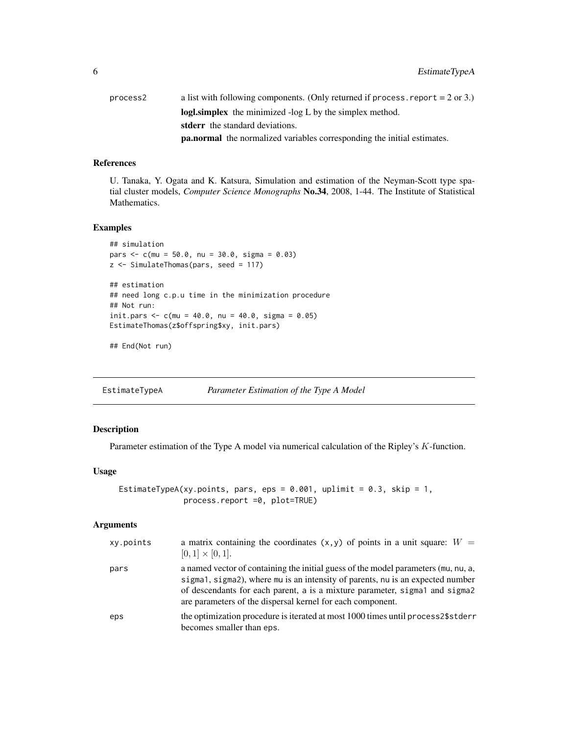process2 — a list with following components. (Only returned if process.report = 2 or 3.)

- **logl.simplex** the minimized -log L by the simplex method.
- **stderr** the standard deviations.
- **pa.normal** the normalized variables corresponding the initial estimates.

## References

U. Tanaka, Y. Ogata and K. Katsura, Simulation and estimation of the Neyman-Scott type spatial cluster models, *Computer Science Monographs* **No.34**, 2008, 1-44. The Institute of Statistical Mathematics.

## Examples

```
## simulation
pars <- c(mu = 50.0, nu = 30.0, sigma = 0.03)
z <- SimulateThomas(pars, seed = 117)

## estimation
## need long c.p.u time in the minimization procedure
## Not run:
init.pars <- c(mu = 40.0, nu = 40.0, sigma = 0.05)
EstimateThomas(z$offspring$xy, init.pars)

## End(Not run)
```

---

# EstimateTypeA — *Parameter Estimation of the Type A Model*

## Description

Parameter estimation of the Type A model via numerical calculation of the Ripley's $K$-function.

## Usage

```
EstimateTypeA(xy.points, pars, eps = 0.001, uplimit = 0.3, skip = 1,
              process.report =0, plot=TRUE)
```

## Arguments

| | |
|---|---|
| xy.points | a matrix containing the coordinates (x,y) of points in a unit square: $W = [0,1] \times [0,1]$. |
| pars | a named vector of containing the initial guess of the model parameters (mu, nu, a, sigma1, sigma2), where mu is an intensity of parents, nu is an expected number of descendants for each parent, a is a mixture parameter, sigma1 and sigma2 are parameters of the dispersal kernel for each component. |
| eps | the optimization procedure is iterated at most 1000 times until process2$stderr becomes smaller than eps. |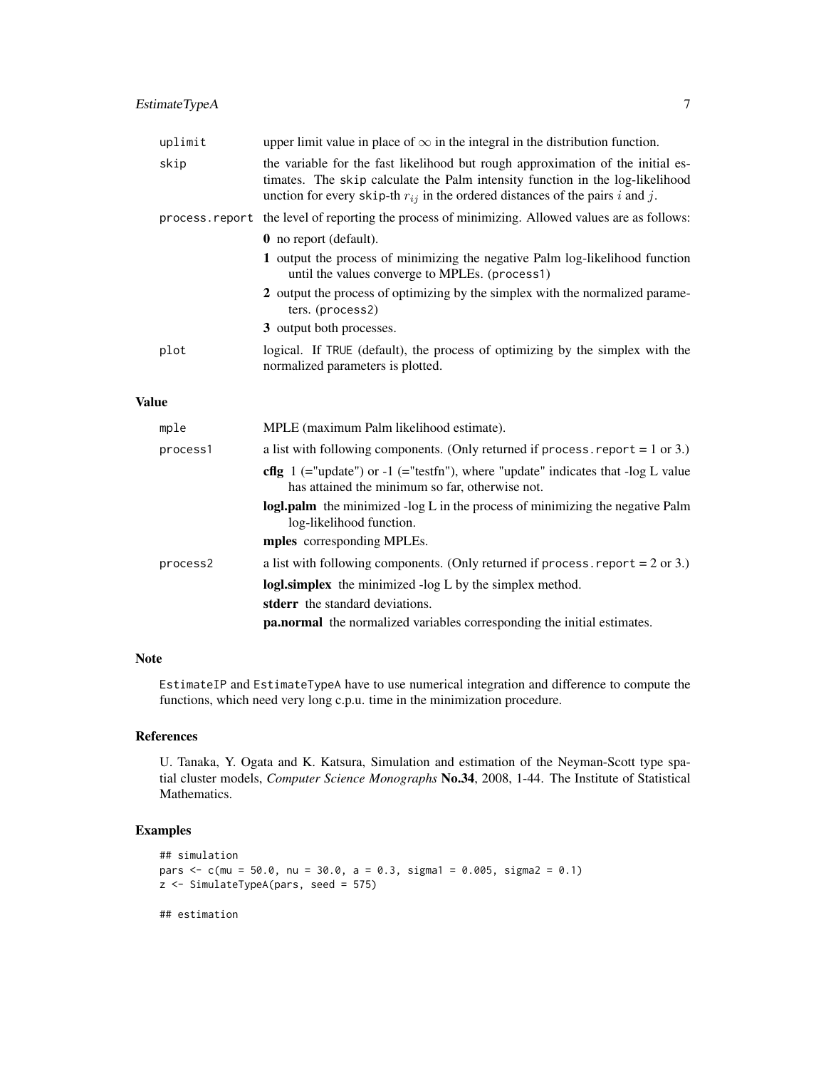| | |
|---|---|
| uplimit | upper limit value in place of $\infty$ in the integral in the distribution function. |
| skip | the variable for the fast likelihood but rough approximation of the initial estimates. The skip calculate the Palm intensity function in the log-likelihood unction for every skip-th $r_{ij}$ in the ordered distances of the pairs $i$ and $j$. |
| process.report | the level of reporting the process of minimizing. Allowed values are as follows: |

- **0** no report (default).
- **1** output the process of minimizing the negative Palm log-likelihood function until the values converge to MPLEs. (process1)
- **2** output the process of optimizing by the simplex with the normalized parameters. (process2)
- **3** output both processes.

| | |
|---|---|
| plot | logical. If TRUE (default), the process of optimizing by the simplex with the normalized parameters is plotted. |

## Value

| | |
|---|---|
| mple | MPLE (maximum Palm likelihood estimate). |
| process1 | a list with following components. (Only returned if process.report = 1 or 3.) |

- **cflg** 1 (="update") or -1 (="testfn"), where "update" indicates that -log L value has attained the minimum so far, otherwise not.
- **logl.palm** the minimized -log L in the process of minimizing the negative Palm log-likelihood function.
- **mples** corresponding MPLEs.

| | |
|---|---|
| process2 | a list with following components. (Only returned if process.report = 2 or 3.) |

- **logl.simplex** the minimized -log L by the simplex method.
- **stderr** the standard deviations.
- **pa.normal** the normalized variables corresponding the initial estimates.

## Note

EstimateIP and EstimateTypeA have to use numerical integration and difference to compute the functions, which need very long c.p.u. time in the minimization procedure.

## References

U. Tanaka, Y. Ogata and K. Katsura, Simulation and estimation of the Neyman-Scott type spatial cluster models, *Computer Science Monographs* **No.34**, 2008, 1-44. The Institute of Statistical Mathematics.

## Examples

```
## simulation
pars <- c(mu = 50.0, nu = 30.0, a = 0.3, sigma1 = 0.005, sigma2 = 0.1)
z <- SimulateTypeA(pars, seed = 575)

## estimation
```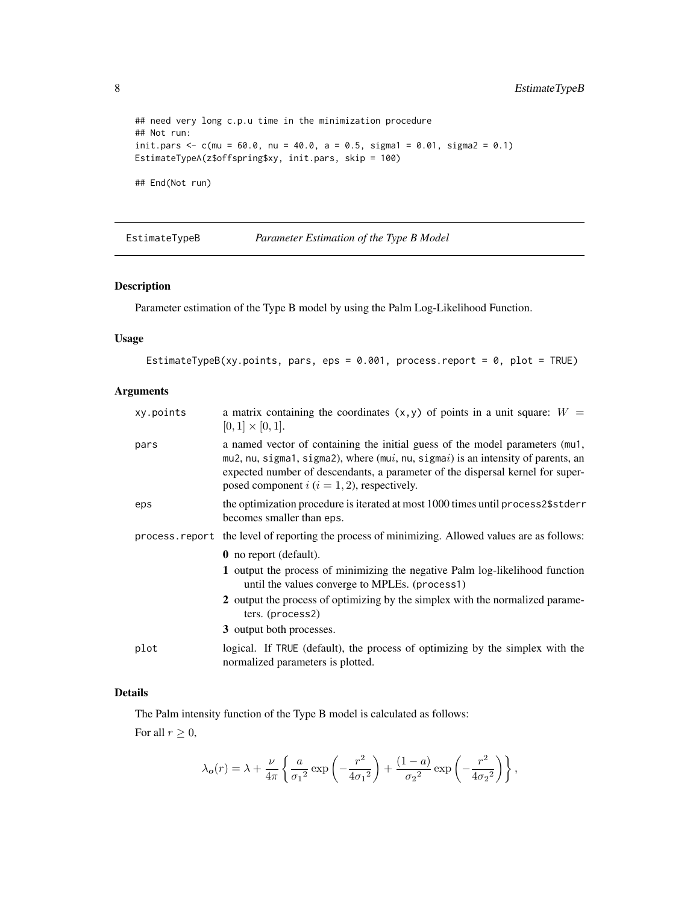```
## need very long c.p.u time in the minimization procedure
## Not run:
init.pars <- c(mu = 60.0, nu = 40.0, a = 0.5, sigma1 = 0.01, sigma2 = 0.1)
EstimateTypeA(z$offspring$xy, init.pars, skip = 100)

## End(Not run)
```

---

EstimateTypeB *Parameter Estimation of the Type B Model*

---

### Description

Parameter estimation of the Type B model by using the Palm Log-Likelihood Function.

### Usage

```
EstimateTypeB(xy.points, pars, eps = 0.001, process.report = 0, plot = TRUE)
```

### Arguments

| | |
|---|---|
| xy.points | a matrix containing the coordinates (x,y) of points in a unit square: $W = [0,1] \times [0,1]$. |
| pars | a named vector of containing the initial guess of the model parameters (mu1, mu2, nu, sigma1, sigma2), where (mu$i$, nu, sigma$i$) is an intensity of parents, an expected number of descendants, a parameter of the dispersal kernel for superposed component $i$ ($i = 1, 2$), respectively. |
| eps | the optimization procedure is iterated at most 1000 times until process2$stderr becomes smaller than eps. |
| process.report | the level of reporting the process of minimizing. Allowed values are as follows: **0** no report (default). **1** output the process of minimizing the negative Palm log-likelihood function until the values converge to MPLEs. (process1) **2** output the process of optimizing by the simplex with the normalized parameters. (process2) **3** output both processes. |
| plot | logical. If TRUE (default), the process of optimizing by the simplex with the normalized parameters is plotted. |

### Details

The Palm intensity function of the Type B model is calculated as follows:

For all $r \geq 0$,

$$\lambda_o(r) = \lambda + \frac{\nu}{4\pi} \left\{ \frac{a}{{\sigma_1}^2} \exp\left( -\frac{r^2}{4{\sigma_1}^2} \right) + \frac{(1-a)}{{\sigma_2}^2} \exp\left( -\frac{r^2}{4{\sigma_2}^2} \right) \right\},$$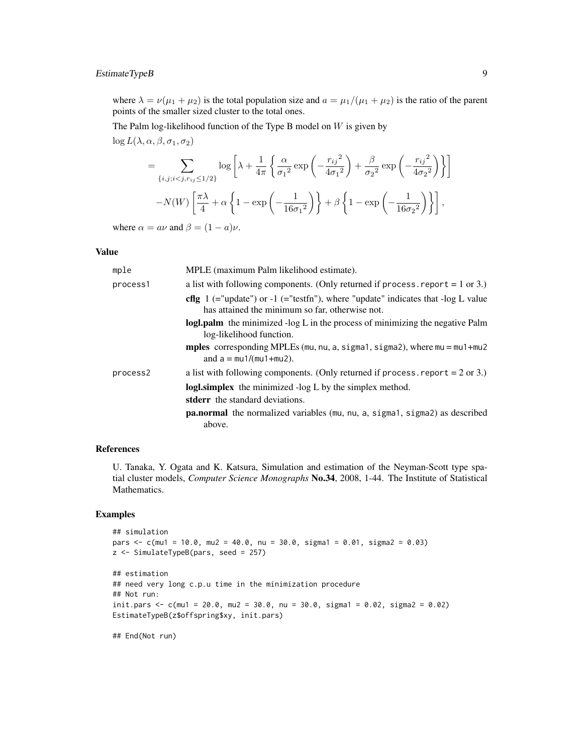where $\lambda = \nu(\mu_1 + \mu_2)$ is the total population size and $a = \mu_1/(\mu_1 + \mu_2)$ is the ratio of the parent points of the smaller sized cluster to the total ones.

The Palm log-likelihood function of the Type B model on $W$ is given by

$$
\begin{aligned}
&\log L(\lambda, \alpha, \beta, \sigma_1, \sigma_2) \\
&= \sum_{\{i,j;i<j,r_{ij}\le 1/2\}} \log\left[\lambda + \frac{1}{4\pi}\left\{\frac{\alpha}{{\sigma_1}^2}\exp\left(-\frac{{r_{ij}}^2}{4{\sigma_1}^2}\right) + \frac{\beta}{{\sigma_2}^2}\exp\left(-\frac{{r_{ij}}^2}{4{\sigma_2}^2}\right)\right\}\right] \\
&\quad - N(W)\left[\frac{\pi\lambda}{4} + \alpha\left\{1 - \exp\left(-\frac{1}{16{\sigma_1}^2}\right)\right\} + \beta\left\{1 - \exp\left(-\frac{1}{16{\sigma_2}^2}\right)\right\}\right],
\end{aligned}
$$

where $\alpha = a\nu$ and $\beta = (1-a)\nu$.

## Value

- `mple` — MPLE (maximum Palm likelihood estimate).
- `process1` — a list with following components. (Only returned if `process.report` = 1 or 3.)
  - **cflg** 1 (="update") or -1 (="testfn"), where "update" indicates that -log L value has attained the minimum so far, otherwise not.
  - **logl.palm** the minimized -log L in the process of minimizing the negative Palm log-likelihood function.
  - **mples** corresponding MPLEs (`mu`, `nu`, `a`, `sigma1`, `sigma2`), where `mu = mu1+mu2` and `a = mu1/(mu1+mu2)`.
- `process2` — a list with following components. (Only returned if `process.report` = 2 or 3.)
  - **logl.simplex** the minimized -log L by the simplex method.
  - **stderr** the standard deviations.
  - **pa.normal** the normalized variables (`mu`, `nu`, `a`, `sigma1`, `sigma2`) as described above.

## References

U. Tanaka, Y. Ogata and K. Katsura, Simulation and estimation of the Neyman-Scott type spatial cluster models, *Computer Science Monographs* **No.34**, 2008, 1-44. The Institute of Statistical Mathematics.

## Examples

```
## simulation
pars <- c(mu1 = 10.0, mu2 = 40.0, nu = 30.0, sigma1 = 0.01, sigma2 = 0.03)
z <- SimulateTypeB(pars, seed = 257)

## estimation
## need very long c.p.u time in the minimization procedure
## Not run:
init.pars <- c(mu1 = 20.0, mu2 = 30.0, nu = 30.0, sigma1 = 0.02, sigma2 = 0.02)
EstimateTypeB(z$offspring$xy, init.pars)

## End(Not run)
```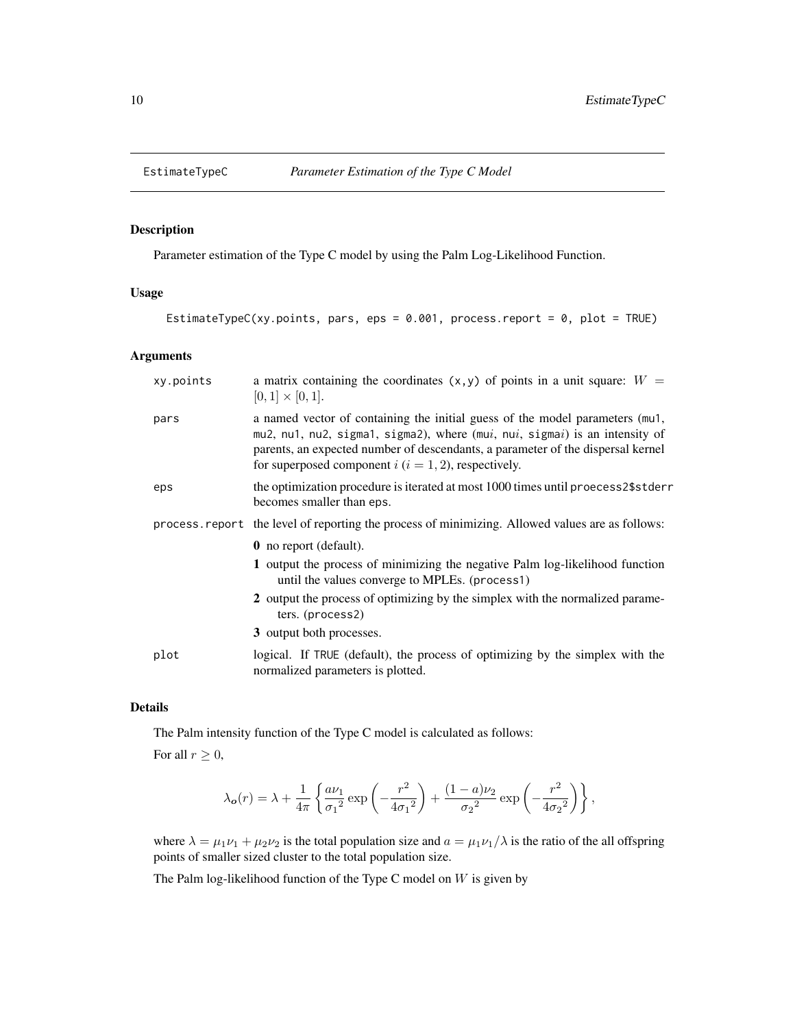# EstimateTypeC — *Parameter Estimation of the Type C Model*

## Description

Parameter estimation of the Type C model by using the Palm Log-Likelihood Function.

## Usage

```
EstimateTypeC(xy.points, pars, eps = 0.001, process.report = 0, plot = TRUE)
```

## Arguments

| | |
|---|---|
| `xy.points` | a matrix containing the coordinates `(x,y)` of points in a unit square: $W = [0,1] \times [0,1]$. |
| `pars` | a named vector of containing the initial guess of the model parameters (`mu1`, `mu2`, `nu1`, `nu2`, `sigma1`, `sigma2`), where (`mu`*i*, `nu`*i*, `sigma`*i*) is an intensity of parents, an expected number of descendants, a parameter of the dispersal kernel for superposed component $i$ ($i = 1, 2$), respectively. |
| `eps` | the optimization procedure is iterated at most 1000 times until `proecess2$stderr` becomes smaller than `eps`. |
| `process.report` | the level of reporting the process of minimizing. Allowed values are as follows:<br>**0** no report (default).<br>**1** output the process of minimizing the negative Palm log-likelihood function until the values converge to MPLEs. (`process1`)<br>**2** output the process of optimizing by the simplex with the normalized parameters. (`process2`)<br>**3** output both processes. |
| `plot` | logical. If `TRUE` (default), the process of optimizing by the simplex with the normalized parameters is plotted. |

## Details

The Palm intensity function of the Type C model is calculated as follows:

For all $r \geq 0$,

$$\lambda_{\boldsymbol{o}}(r) = \lambda + \frac{1}{4\pi} \left\{ \frac{a\nu_1}{{\sigma_1}^2} \exp\left(-\frac{r^2}{4{\sigma_1}^2}\right) + \frac{(1-a)\nu_2}{{\sigma_2}^2} \exp\left(-\frac{r^2}{4{\sigma_2}^2}\right) \right\},$$

where $\lambda = \mu_1\nu_1 + \mu_2\nu_2$ is the total population size and $a = \mu_1\nu_1/\lambda$ is the ratio of the all offspring points of smaller sized cluster to the total population size.

The Palm log-likelihood function of the Type C model on $W$ is given by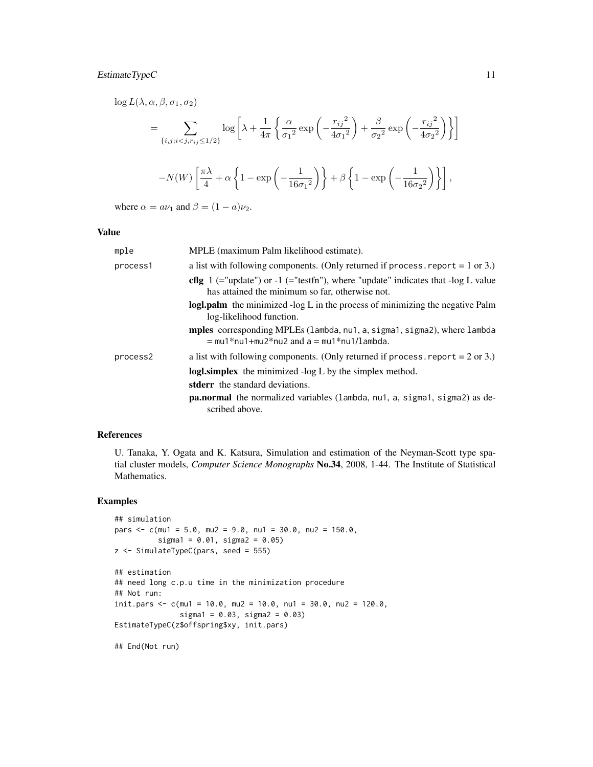$$
\log L(\lambda, \alpha, \beta, \sigma_1, \sigma_2)
$$

$$
= \sum_{\{i,j;i<j,r_{ij} \le 1/2\}} \log \left[ \lambda + \frac{1}{4\pi} \left\{ \frac{\alpha}{{\sigma_1}^2} \exp\left( -\frac{{r_{ij}}^2}{4{\sigma_1}^2} \right) + \frac{\beta}{{\sigma_2}^2} \exp\left( -\frac{{r_{ij}}^2}{4{\sigma_2}^2} \right) \right\} \right]
$$

$$
-N(W) \left[ \frac{\pi\lambda}{4} + \alpha \left\{ 1 - \exp\left( -\frac{1}{16{\sigma_1}^2} \right) \right\} + \beta \left\{ 1 - \exp\left( -\frac{1}{16{\sigma_2}^2} \right) \right\} \right],
$$

where $\alpha = a\nu_1$ and $\beta = (1-a)\nu_2$.

## Value

`mple` MPLE (maximum Palm likelihood estimate).

`process1` a list with following components. (Only returned if `process.report` = 1 or 3.)

- **cflg** 1 (="update") or -1 (="testfn"), where "update" indicates that -log L value has attained the minimum so far, otherwise not.
- **logl.palm** the minimized -log L in the process of minimizing the negative Palm log-likelihood function.
- **mples** corresponding MPLEs (`lambda`, `nu1`, `a`, `sigma1`, `sigma2`), where `lambda = mu1*nu1+mu2*nu2` and `a = mu1*nu1/lambda`.

`process2` a list with following components. (Only returned if `process.report` = 2 or 3.)

- **logl.simplex** the minimized -log L by the simplex method.
- **stderr** the standard deviations.
- **pa.normal** the normalized variables (`lambda`, `nu1`, `a`, `sigma1`, `sigma2`) as described above.

## References

U. Tanaka, Y. Ogata and K. Katsura, Simulation and estimation of the Neyman-Scott type spatial cluster models, *Computer Science Monographs* **No.34**, 2008, 1-44. The Institute of Statistical Mathematics.

## Examples

```
## simulation
pars <- c(mu1 = 5.0, mu2 = 9.0, nu1 = 30.0, nu2 = 150.0,
          sigma1 = 0.01, sigma2 = 0.05)
z <- SimulateTypeC(pars, seed = 555)

## estimation
## need long c.p.u time in the minimization procedure
## Not run:
init.pars <- c(mu1 = 10.0, mu2 = 10.0, nu1 = 30.0, nu2 = 120.0,
               sigma1 = 0.03, sigma2 = 0.03)
EstimateTypeC(z$offspring$xy, init.pars)

## End(Not run)
```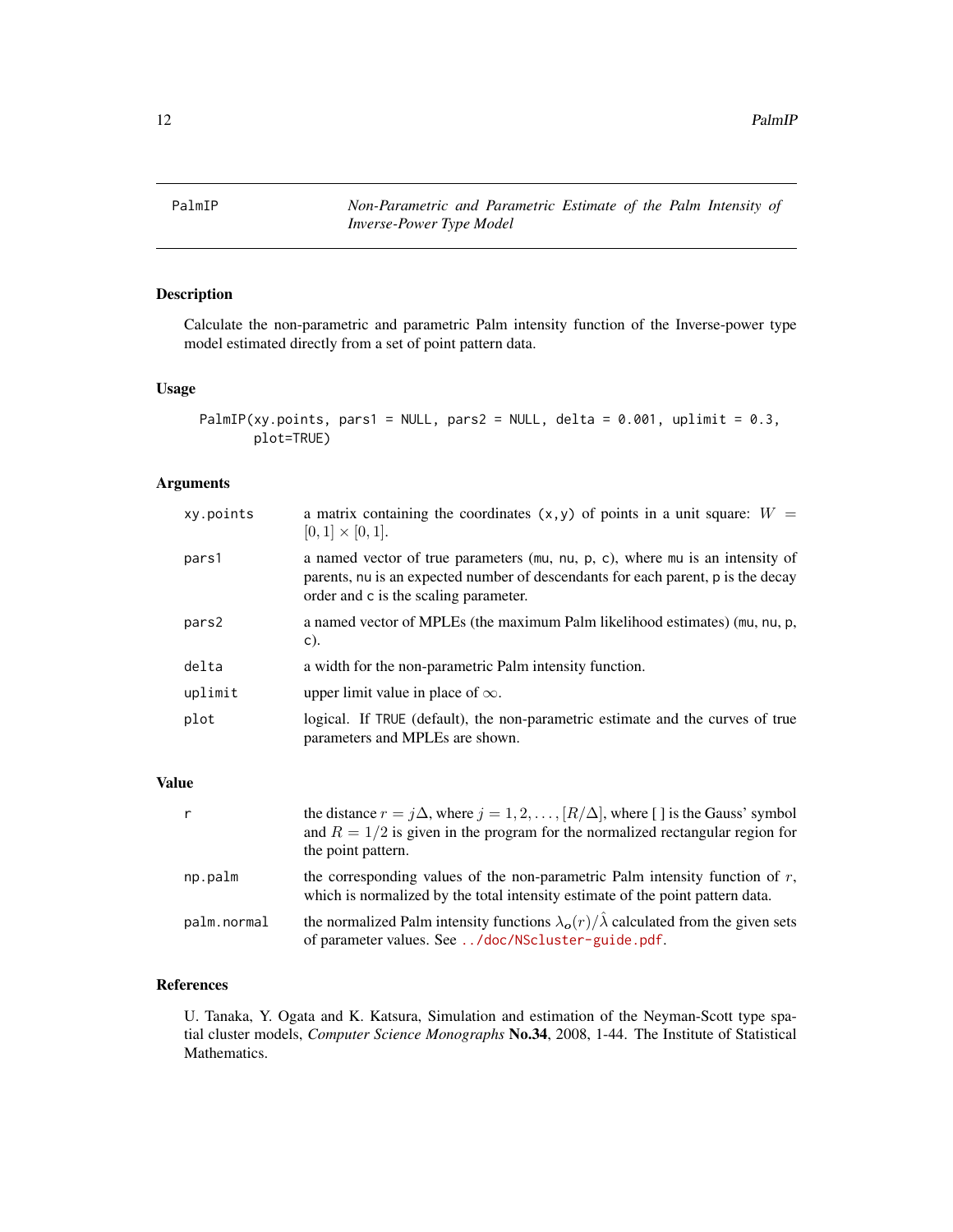# PalmIP — *Non-Parametric and Parametric Estimate of the Palm Intensity of Inverse-Power Type Model*

## Description

Calculate the non-parametric and parametric Palm intensity function of the Inverse-power type model estimated directly from a set of point pattern data.

## Usage

```
PalmIP(xy.points, pars1 = NULL, pars2 = NULL, delta = 0.001, uplimit = 0.3,
       plot=TRUE)
```

## Arguments

| | |
|---|---|
| xy.points | a matrix containing the coordinates (x,y) of points in a unit square: $W = [0, 1] \times [0, 1]$. |
| pars1 | a named vector of true parameters (mu, nu, p, c), where mu is an intensity of parents, nu is an expected number of descendants for each parent, p is the decay order and c is the scaling parameter. |
| pars2 | a named vector of MPLEs (the maximum Palm likelihood estimates) (mu, nu, p, c). |
| delta | a width for the non-parametric Palm intensity function. |
| uplimit | upper limit value in place of $\infty$. |
| plot | logical. If TRUE (default), the non-parametric estimate and the curves of true parameters and MPLEs are shown. |

## Value

| | |
|---|---|
| r | the distance $r = j\Delta$, where $j = 1, 2, \ldots, [R/\Delta]$, where [ ] is the Gauss' symbol and $R = 1/2$ is given in the program for the normalized rectangular region for the point pattern. |
| np.palm | the corresponding values of the non-parametric Palm intensity function of $r$, which is normalized by the total intensity estimate of the point pattern data. |
| palm.normal | the normalized Palm intensity functions $\lambda_o(r)/\hat{\lambda}$ calculated from the given sets of parameter values. See ../doc/NScluster-guide.pdf. |

## References

U. Tanaka, Y. Ogata and K. Katsura, Simulation and estimation of the Neyman-Scott type spatial cluster models, *Computer Science Monographs* **No.34**, 2008, 1-44. The Institute of Statistical Mathematics.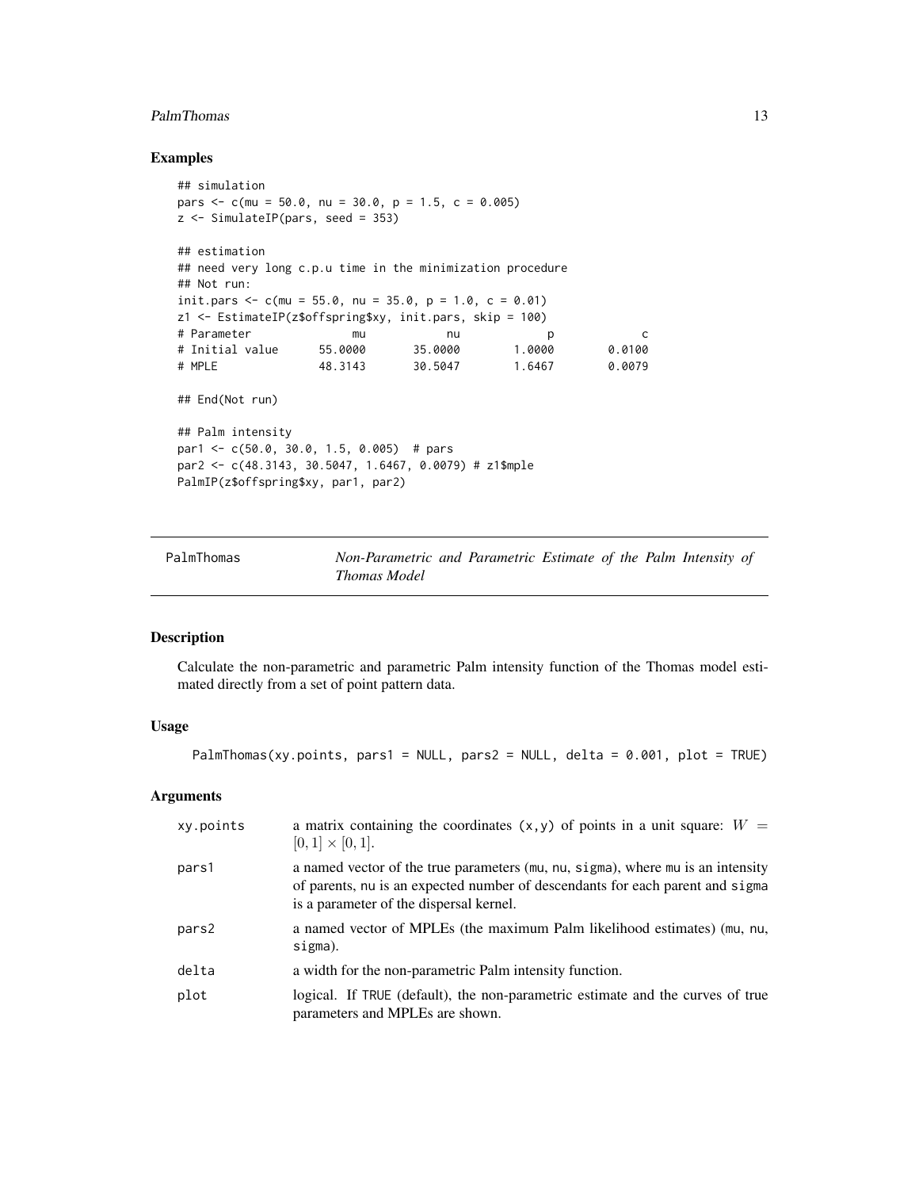## Examples

```
## simulation
pars <- c(mu = 50.0, nu = 30.0, p = 1.5, c = 0.005)
z <- SimulateIP(pars, seed = 353)

## estimation
## need very long c.p.u time in the minimization procedure
## Not run:
init.pars <- c(mu = 55.0, nu = 35.0, p = 1.0, c = 0.01)
z1 <- EstimateIP(z$offspring$xy, init.pars, skip = 100)
# Parameter              mu           nu            p            c
# Initial value      55.0000      35.0000       1.0000       0.0100
# MPLE               48.3143      30.5047       1.6467       0.0079

## End(Not run)

## Palm intensity
par1 <- c(50.0, 30.0, 1.5, 0.005)  # pars
par2 <- c(48.3143, 30.5047, 1.6467, 0.0079) # z1$mple
PalmIP(z$offspring$xy, par1, par2)
```

---

PalmThomas — *Non-Parametric and Parametric Estimate of the Palm Intensity of Thomas Model*

---

## Description

Calculate the non-parametric and parametric Palm intensity function of the Thomas model estimated directly from a set of point pattern data.

## Usage

```
PalmThomas(xy.points, pars1 = NULL, pars2 = NULL, delta = 0.001, plot = TRUE)
```

## Arguments

| | |
|---|---|
| xy.points | a matrix containing the coordinates (x,y) of points in a unit square: $W = [0,1] \times [0,1]$. |
| pars1 | a named vector of the true parameters (mu, nu, sigma), where mu is an intensity of parents, nu is an expected number of descendants for each parent and sigma is a parameter of the dispersal kernel. |
| pars2 | a named vector of MPLEs (the maximum Palm likelihood estimates) (mu, nu, sigma). |
| delta | a width for the non-parametric Palm intensity function. |
| plot | logical. If TRUE (default), the non-parametric estimate and the curves of true parameters and MPLEs are shown. |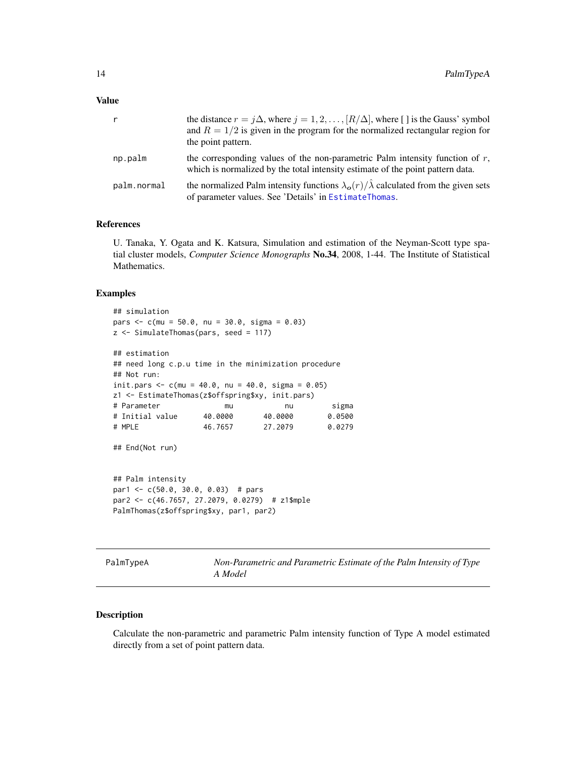### Value

| | |
|---|---|
| r | the distance $r = j\Delta$, where $j = 1, 2, \ldots, [R/\Delta]$, where [ ] is the Gauss' symbol and $R = 1/2$ is given in the program for the normalized rectangular region for the point pattern. |
| np.palm | the corresponding values of the non-parametric Palm intensity function of $r$, which is normalized by the total intensity estimate of the point pattern data. |
| palm.normal | the normalized Palm intensity functions $\lambda_o(r)/\hat{\lambda}$ calculated from the given sets of parameter values. See 'Details' in EstimateThomas. |

### References

U. Tanaka, Y. Ogata and K. Katsura, Simulation and estimation of the Neyman-Scott type spatial cluster models, *Computer Science Monographs* **No.34**, 2008, 1-44. The Institute of Statistical Mathematics.

### Examples

```
## simulation
pars <- c(mu = 50.0, nu = 30.0, sigma = 0.03)
z <- SimulateThomas(pars, seed = 117)

## estimation
## need long c.p.u time in the minimization procedure
## Not run:
init.pars <- c(mu = 40.0, nu = 40.0, sigma = 0.05)
z1 <- EstimateThomas(z$offspring$xy, init.pars)
# Parameter              mu           nu         sigma
# Initial value      40.0000      40.0000       0.0500
# MPLE               46.7657      27.2079       0.0279

## End(Not run)


## Palm intensity
par1 <- c(50.0, 30.0, 0.03)  # pars
par2 <- c(46.7657, 27.2079, 0.0279)  # z1$mple
PalmThomas(z$offspring$xy, par1, par2)
```

---

## PalmTypeA — *Non-Parametric and Parametric Estimate of the Palm Intensity of Type A Model*

### Description

Calculate the non-parametric and parametric Palm intensity function of Type A model estimated directly from a set of point pattern data.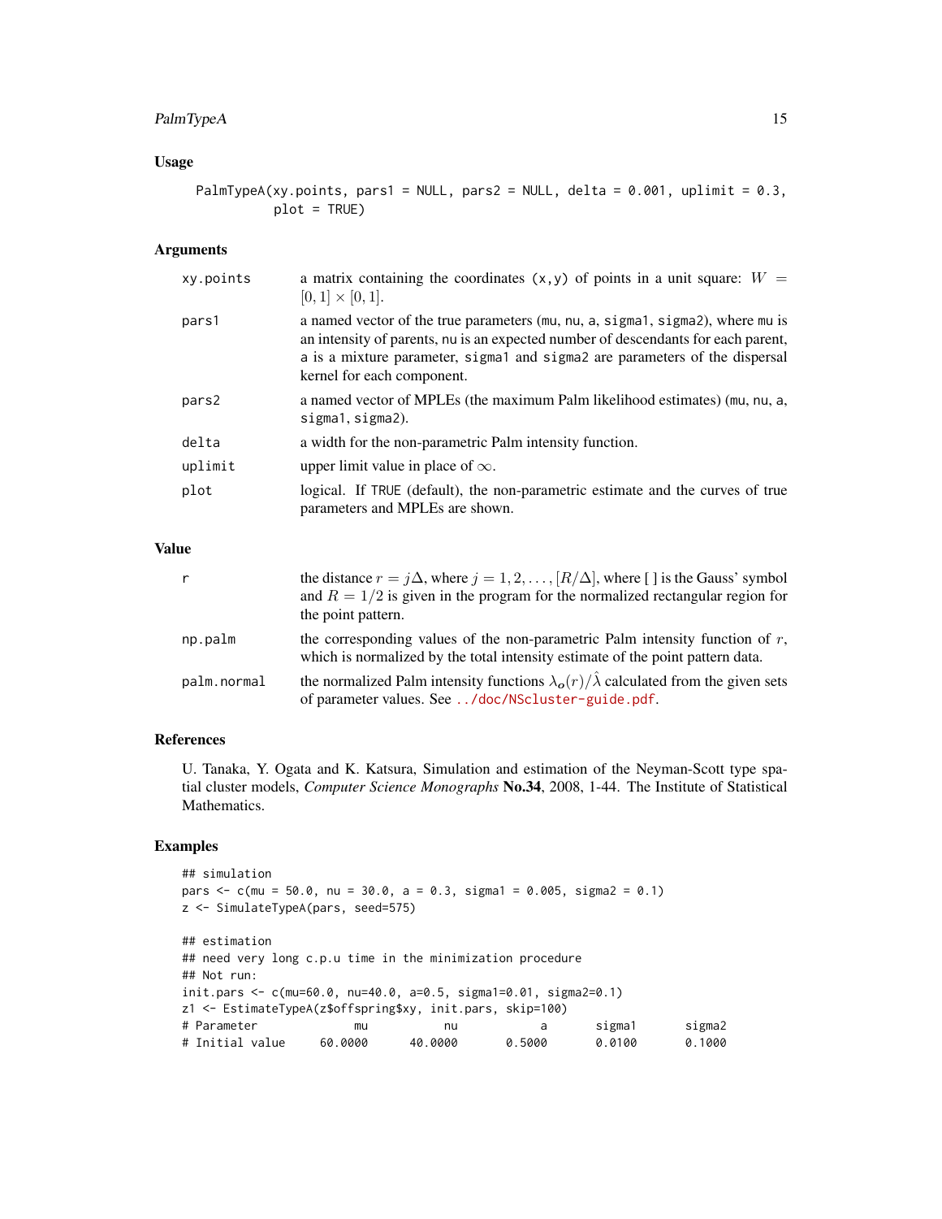### Usage

```
PalmTypeA(xy.points, pars1 = NULL, pars2 = NULL, delta = 0.001, uplimit = 0.3,
          plot = TRUE)
```

### Arguments

| | |
|---|---|
| xy.points | a matrix containing the coordinates (x,y) of points in a unit square: $W = [0,1] \times [0,1]$. |
| pars1 | a named vector of the true parameters (mu, nu, a, sigma1, sigma2), where mu is an intensity of parents, nu is an expected number of descendants for each parent, a is a mixture parameter, sigma1 and sigma2 are parameters of the dispersal kernel for each component. |
| pars2 | a named vector of MPLEs (the maximum Palm likelihood estimates) (mu, nu, a, sigma1, sigma2). |
| delta | a width for the non-parametric Palm intensity function. |
| uplimit | upper limit value in place of $\infty$. |
| plot | logical. If TRUE (default), the non-parametric estimate and the curves of true parameters and MPLEs are shown. |

### Value

| | |
|---|---|
| r | the distance $r = j\Delta$, where $j = 1, 2, \ldots, [R/\Delta]$, where [ ] is the Gauss' symbol and $R = 1/2$ is given in the program for the normalized rectangular region for the point pattern. |
| np.palm | the corresponding values of the non-parametric Palm intensity function of $r$, which is normalized by the total intensity estimate of the point pattern data. |
| palm.normal | the normalized Palm intensity functions $\lambda_o(r)/\hat{\lambda}$ calculated from the given sets of parameter values. See ../doc/NScluster-guide.pdf. |

### References

U. Tanaka, Y. Ogata and K. Katsura, Simulation and estimation of the Neyman-Scott type spatial cluster models, *Computer Science Monographs* **No.34**, 2008, 1-44. The Institute of Statistical Mathematics.

### Examples

```
## simulation
pars <- c(mu = 50.0, nu = 30.0, a = 0.3, sigma1 = 0.005, sigma2 = 0.1)
z <- SimulateTypeA(pars, seed=575)

## estimation
## need very long c.p.u time in the minimization procedure
## Not run:
init.pars <- c(mu=60.0, nu=40.0, a=0.5, sigma1=0.01, sigma2=0.1)
z1 <- EstimateTypeA(z$offspring$xy, init.pars, skip=100)
# Parameter             mu          nu           a      sigma1      sigma2
# Initial value    60.0000     40.0000      0.5000      0.0100      0.1000
```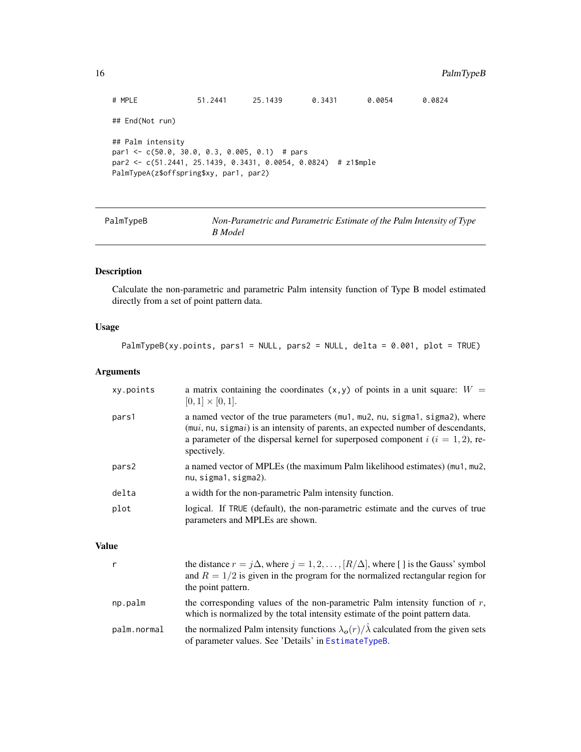```
# MPLE             51.2441      25.1439      0.3431      0.0054      0.0824

## End(Not run)

## Palm intensity
par1 <- c(50.0, 30.0, 0.3, 0.005, 0.1)  # pars
par2 <- c(51.2441, 25.1439, 0.3431, 0.0054, 0.0824)  # z1$mple
PalmTypeA(z$offspring$xy, par1, par2)
```

## PalmTypeB — *Non-Parametric and Parametric Estimate of the Palm Intensity of Type B Model*

### Description

Calculate the non-parametric and parametric Palm intensity function of Type B model estimated directly from a set of point pattern data.

### Usage

```
PalmTypeB(xy.points, pars1 = NULL, pars2 = NULL, delta = 0.001, plot = TRUE)
```

### Arguments

| | |
|---|---|
| `xy.points` | a matrix containing the coordinates `(x,y)` of points in a unit square: $W = [0,1] \times [0,1]$. |
| `pars1` | a named vector of the true parameters (`mu1`, `mu2`, `nu`, `sigma1`, `sigma2`), where (`mu`$i$, `nu`, `sigma`$i$) is an intensity of parents, an expected number of descendants, a parameter of the dispersal kernel for superposed component $i$ ($i = 1, 2$), respectively. |
| `pars2` | a named vector of MPLEs (the maximum Palm likelihood estimates) (`mu1`, `mu2`, `nu`, `sigma1`, `sigma2`). |
| `delta` | a width for the non-parametric Palm intensity function. |
| `plot` | logical. If `TRUE` (default), the non-parametric estimate and the curves of true parameters and MPLEs are shown. |

### Value

| | |
|---|---|
| `r` | the distance $r = j\Delta$, where $j = 1, 2, \ldots, [R/\Delta]$, where [ ] is the Gauss' symbol and $R = 1/2$ is given in the program for the normalized rectangular region for the point pattern. |
| `np.palm` | the corresponding values of the non-parametric Palm intensity function of $r$, which is normalized by the total intensity estimate of the point pattern data. |
| `palm.normal` | the normalized Palm intensity functions $\lambda_o(r)/\hat{\lambda}$ calculated from the given sets of parameter values. See 'Details' in `EstimateTypeB`. |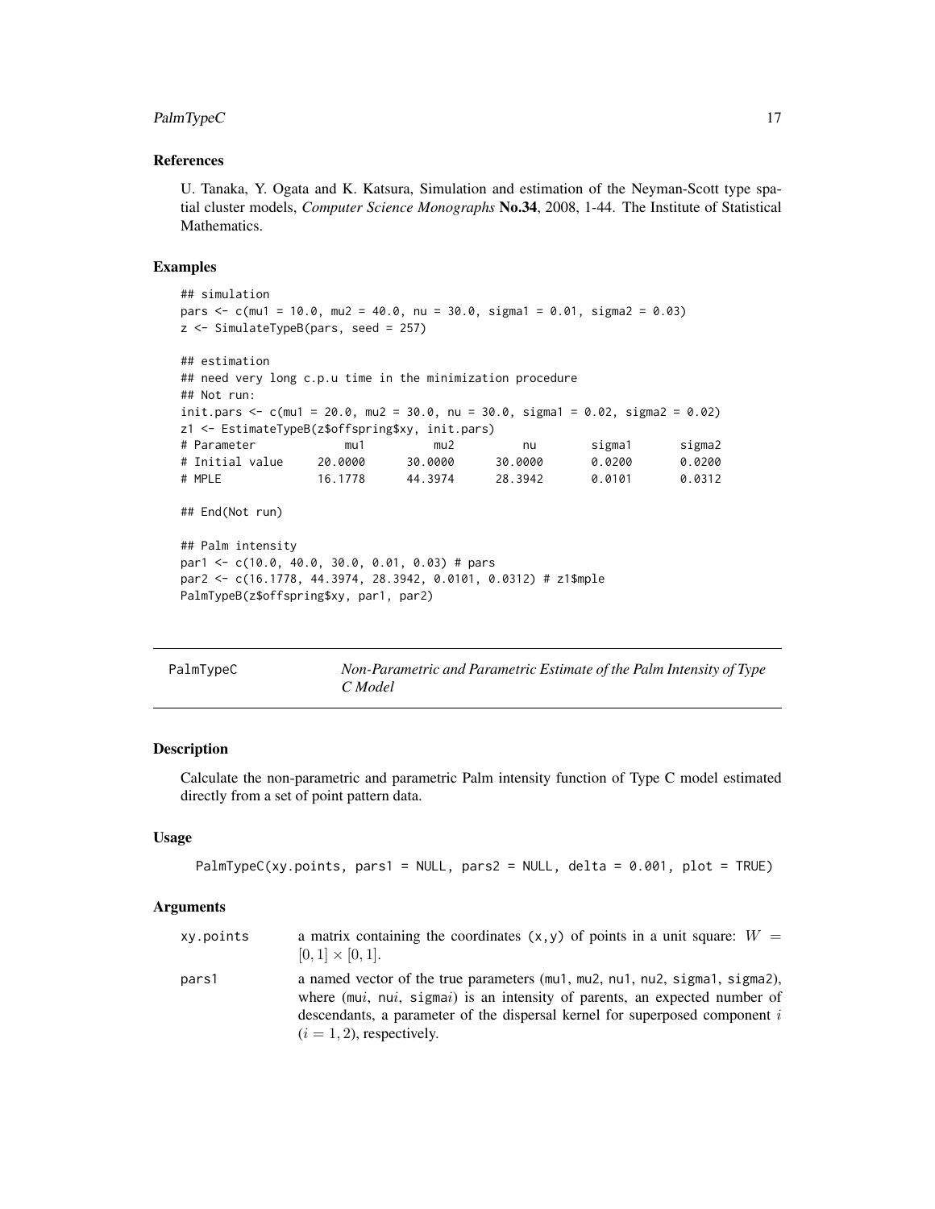### References

U. Tanaka, Y. Ogata and K. Katsura, Simulation and estimation of the Neyman-Scott type spatial cluster models, *Computer Science Monographs* **No.34**, 2008, 1-44. The Institute of Statistical Mathematics.

### Examples

```
## simulation
pars <- c(mu1 = 10.0, mu2 = 40.0, nu = 30.0, sigma1 = 0.01, sigma2 = 0.03)
z <- SimulateTypeB(pars, seed = 257)

## estimation
## need very long c.p.u time in the minimization procedure
## Not run:
init.pars <- c(mu1 = 20.0, mu2 = 30.0, nu = 30.0, sigma1 = 0.02, sigma2 = 0.02)
z1 <- EstimateTypeB(z$offspring$xy, init.pars)
# Parameter             mu1          mu2          nu        sigma1       sigma2
# Initial value     20.0000      30.0000      30.0000       0.0200       0.0200
# MPLE              16.1778      44.3974      28.3942       0.0101       0.0312

## End(Not run)

## Palm intensity
par1 <- c(10.0, 40.0, 30.0, 0.01, 0.03) # pars
par2 <- c(16.1778, 44.3974, 28.3942, 0.0101, 0.0312) # z1$mple
PalmTypeB(z$offspring$xy, par1, par2)
```

---

## PalmTypeC — *Non-Parametric and Parametric Estimate of the Palm Intensity of Type C Model*

---

### Description

Calculate the non-parametric and parametric Palm intensity function of Type C model estimated directly from a set of point pattern data.

### Usage

```
PalmTypeC(xy.points, pars1 = NULL, pars2 = NULL, delta = 0.001, plot = TRUE)
```

### Arguments

| | |
|---|---|
| xy.points | a matrix containing the coordinates (x,y) of points in a unit square: $W = [0,1] \times [0,1]$. |
| pars1 | a named vector of the true parameters (mu1, mu2, nu1, nu2, sigma1, sigma2), where (mu$i$, nu$i$, sigma$i$) is an intensity of parents, an expected number of descendants, a parameter of the dispersal kernel for superposed component $i$ ($i = 1, 2$), respectively. |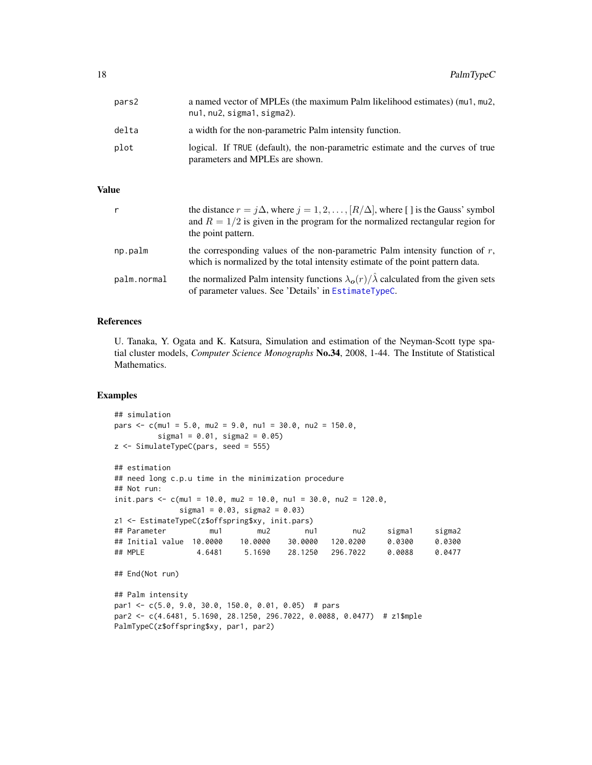| | |
|---|---|
| pars2 | a named vector of MPLEs (the maximum Palm likelihood estimates) (mu1, mu2, nu1, nu2, sigma1, sigma2). |
| delta | a width for the non-parametric Palm intensity function. |
| plot | logical. If TRUE (default), the non-parametric estimate and the curves of true parameters and MPLEs are shown. |

## Value

| | |
|---|---|
| r | the distance $r = j\Delta$, where $j = 1, 2, \ldots, [R/\Delta]$, where [ ] is the Gauss' symbol and $R = 1/2$ is given in the program for the normalized rectangular region for the point pattern. |
| np.palm | the corresponding values of the non-parametric Palm intensity function of $r$, which is normalized by the total intensity estimate of the point pattern data. |
| palm.normal | the normalized Palm intensity functions $\lambda_o(r)/\hat{\lambda}$ calculated from the given sets of parameter values. See 'Details' in EstimateTypeC. |

## References

U. Tanaka, Y. Ogata and K. Katsura, Simulation and estimation of the Neyman-Scott type spatial cluster models, *Computer Science Monographs* **No.34**, 2008, 1-44. The Institute of Statistical Mathematics.

## Examples

```
## simulation
pars <- c(mu1 = 5.0, mu2 = 9.0, nu1 = 30.0, nu2 = 150.0,
          sigma1 = 0.01, sigma2 = 0.05)
z <- SimulateTypeC(pars, seed = 555)

## estimation
## need long c.p.u time in the minimization procedure
## Not run:
init.pars <- c(mu1 = 10.0, mu2 = 10.0, nu1 = 30.0, nu2 = 120.0,
               sigma1 = 0.03, sigma2 = 0.03)
z1 <- EstimateTypeC(z$offspring$xy, init.pars)
## Parameter          mu1        mu2        nu1        nu2     sigma1     sigma2
## Initial value  10.0000    10.0000    30.0000   120.0200     0.0300     0.0300
## MPLE            4.6481     5.1690    28.1250   296.7022     0.0088     0.0477

## End(Not run)

## Palm intensity
par1 <- c(5.0, 9.0, 30.0, 150.0, 0.01, 0.05)  # pars
par2 <- c(4.6481, 5.1690, 28.1250, 296.7022, 0.0088, 0.0477)  # z1$mple
PalmTypeC(z$offspring$xy, par1, par2)
```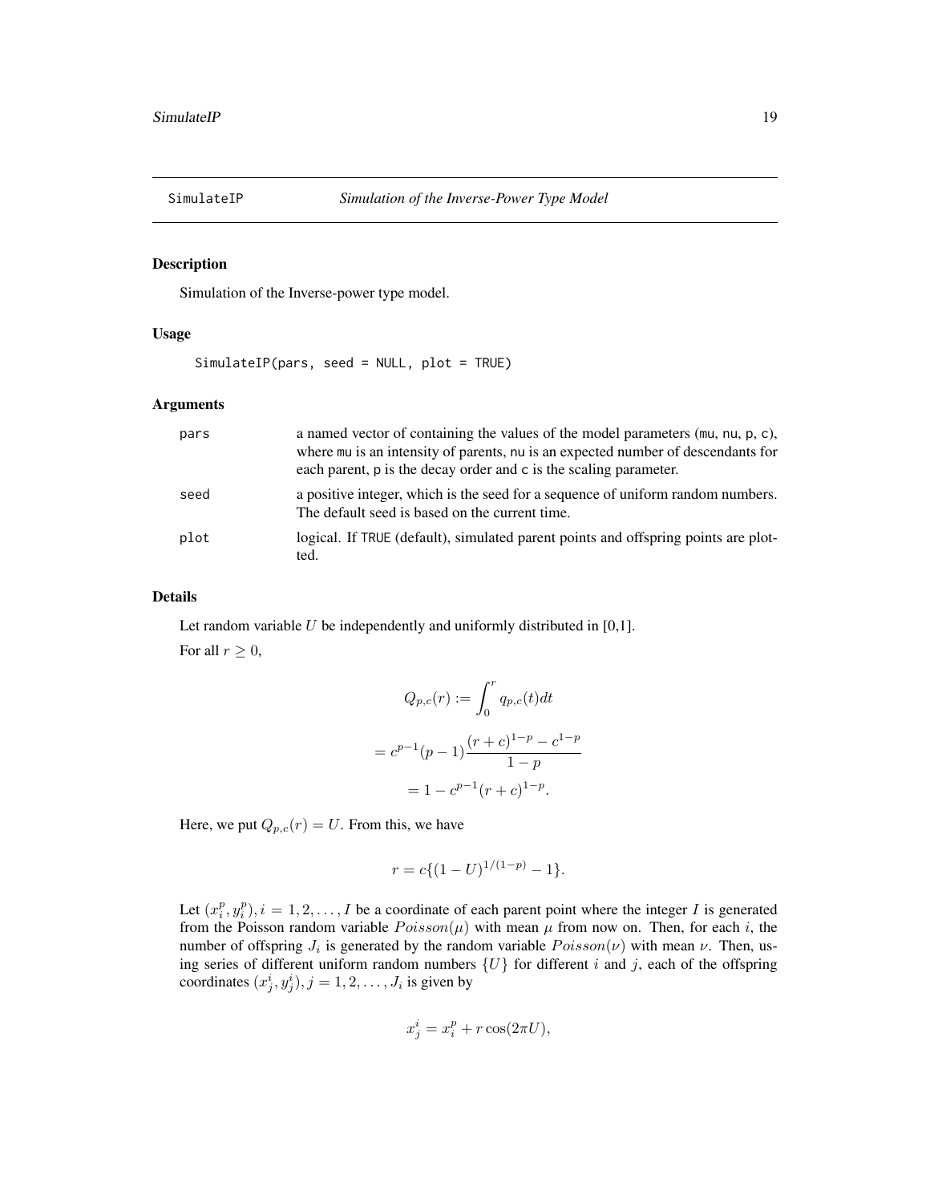## SimulateIP *Simulation of the Inverse-Power Type Model*

### Description

Simulation of the Inverse-power type model.

### Usage

```
SimulateIP(pars, seed = NULL, plot = TRUE)
```

### Arguments

| | |
|---|---|
| pars | a named vector of containing the values of the model parameters (mu, nu, p, c), where mu is an intensity of parents, nu is an expected number of descendants for each parent, p is the decay order and c is the scaling parameter. |
| seed | a positive integer, which is the seed for a sequence of uniform random numbers. The default seed is based on the current time. |
| plot | logical. If TRUE (default), simulated parent points and offspring points are plotted. |

### Details

Let random variable $U$ be independently and uniformly distributed in [0,1].

For all $r \geq 0$,

$$Q_{p,c}(r) := \int_0^r q_{p,c}(t)dt$$

$$= c^{p-1}(p-1)\frac{(r+c)^{1-p} - c^{1-p}}{1-p}$$

$$= 1 - c^{p-1}(r+c)^{1-p}.$$

Here, we put $Q_{p,c}(r) = U$. From this, we have

$$r = c\{(1-U)^{1/(1-p)} - 1\}.$$

Let $(x_i^p, y_i^p), i = 1, 2, \ldots, I$ be a coordinate of each parent point where the integer $I$ is generated from the Poisson random variable $Poisson(\mu)$ with mean $\mu$ from now on. Then, for each $i$, the number of offspring $J_i$ is generated by the random variable $Poisson(\nu)$ with mean $\nu$. Then, using series of different uniform random numbers $\{U\}$ for different $i$ and $j$, each of the offspring coordinates $(x_j^i, y_j^i), j = 1, 2, \ldots, J_i$ is given by

$$x_j^i = x_i^p + r\cos(2\pi U),$$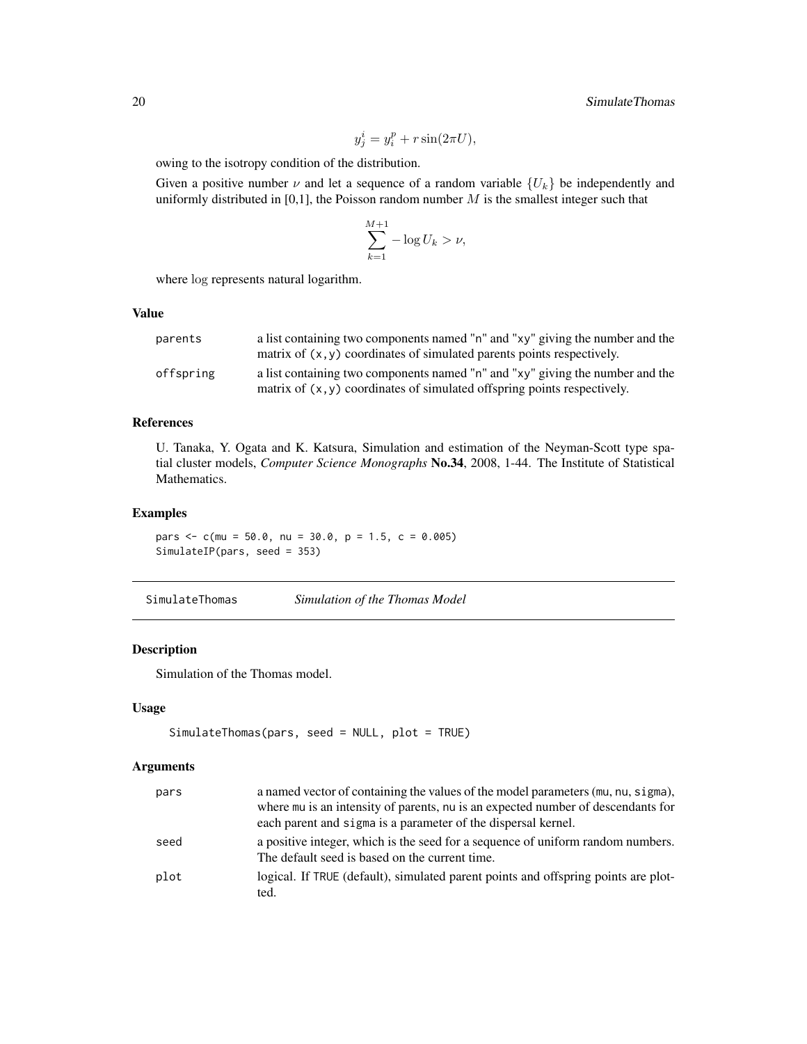$$y_j^i = y_i^p + r \sin(2\pi U),$$

owing to the isotropy condition of the distribution.

Given a positive number $\nu$ and let a sequence of a random variable $\{U_k\}$ be independently and uniformly distributed in [0,1], the Poisson random number $M$ is the smallest integer such that

$$\sum_{k=1}^{M+1} -\log U_k > \nu,$$

where $\log$ represents natural logarithm.

### Value

| | |
|---|---|
| parents | a list containing two components named "n" and "xy" giving the number and the matrix of (x,y) coordinates of simulated parents points respectively. |
| offspring | a list containing two components named "n" and "xy" giving the number and the matrix of (x,y) coordinates of simulated offspring points respectively. |

### References

U. Tanaka, Y. Ogata and K. Katsura, Simulation and estimation of the Neyman-Scott type spatial cluster models, *Computer Science Monographs* **No.34**, 2008, 1-44. The Institute of Statistical Mathematics.

### Examples

```
pars <- c(mu = 50.0, nu = 30.0, p = 1.5, c = 0.005)
SimulateIP(pars, seed = 353)
```

---

## SimulateThomas — *Simulation of the Thomas Model*

### Description

Simulation of the Thomas model.

### Usage

```
SimulateThomas(pars, seed = NULL, plot = TRUE)
```

### Arguments

| | |
|---|---|
| pars | a named vector of containing the values of the model parameters (mu, nu, sigma), where mu is an intensity of parents, nu is an expected number of descendants for each parent and sigma is a parameter of the dispersal kernel. |
| seed | a positive integer, which is the seed for a sequence of uniform random numbers. The default seed is based on the current time. |
| plot | logical. If TRUE (default), simulated parent points and offspring points are plotted. |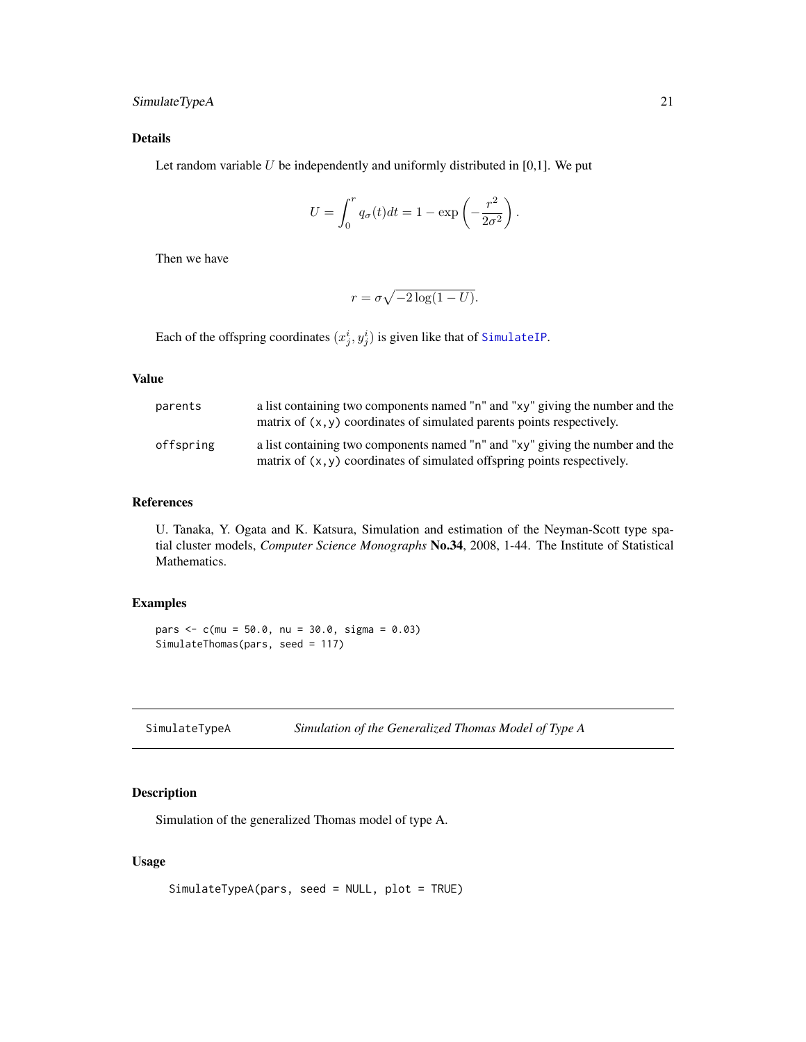## Details

Let random variable $U$ be independently and uniformly distributed in [0,1]. We put

$$U = \int_0^r q_\sigma(t)dt = 1 - \exp\left(-\frac{r^2}{2\sigma^2}\right).$$

Then we have

$$r = \sigma\sqrt{-2\log(1-U)}.$$

Each of the offspring coordinates $(x_j^i, y_j^i)$ is given like that of SimulateIP.

## Value

| | |
|---|---|
| parents | a list containing two components named "n" and "xy" giving the number and the matrix of (x,y) coordinates of simulated parents points respectively. |
| offspring | a list containing two components named "n" and "xy" giving the number and the matrix of (x,y) coordinates of simulated offspring points respectively. |

## References

U. Tanaka, Y. Ogata and K. Katsura, Simulation and estimation of the Neyman-Scott type spatial cluster models, *Computer Science Monographs* **No.34**, 2008, 1-44. The Institute of Statistical Mathematics.

## Examples

```
pars <- c(mu = 50.0, nu = 30.0, sigma = 0.03)
SimulateThomas(pars, seed = 117)
```

---

# SimulateTypeA — *Simulation of the Generalized Thomas Model of Type A*

## Description

Simulation of the generalized Thomas model of type A.

## Usage

```
SimulateTypeA(pars, seed = NULL, plot = TRUE)
```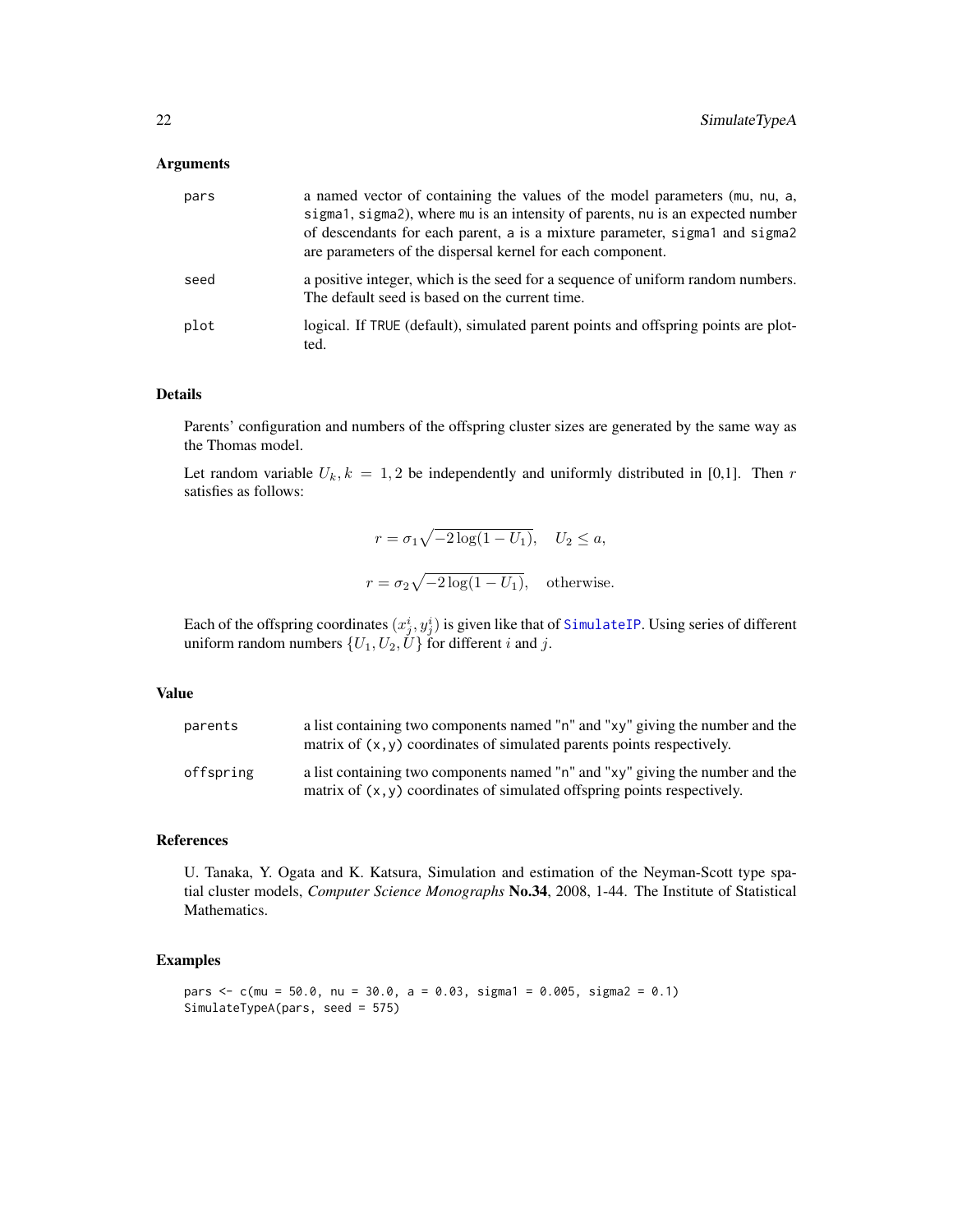## Arguments

| | |
|---|---|
| pars | a named vector of containing the values of the model parameters (mu, nu, a, sigma1, sigma2), where mu is an intensity of parents, nu is an expected number of descendants for each parent, a is a mixture parameter, sigma1 and sigma2 are parameters of the dispersal kernel for each component. |
| seed | a positive integer, which is the seed for a sequence of uniform random numbers. The default seed is based on the current time. |
| plot | logical. If TRUE (default), simulated parent points and offspring points are plotted. |

## Details

Parents' configuration and numbers of the offspring cluster sizes are generated by the same way as the Thomas model.

Let random variable $U_k, k = 1, 2$ be independently and uniformly distributed in [0,1]. Then $r$ satisfies as follows:

$$r = \sigma_1 \sqrt{-2 \log(1 - U_1)}, \quad U_2 \leq a,$$

$$r = \sigma_2 \sqrt{-2 \log(1 - U_1)}, \quad \text{otherwise}.$$

Each of the offspring coordinates $(x_j^i, y_j^i)$ is given like that of SimulateIP. Using series of different uniform random numbers $\{U_1, U_2, U\}$ for different $i$ and $j$.

## Value

| | |
|---|---|
| parents | a list containing two components named "n" and "xy" giving the number and the matrix of (x,y) coordinates of simulated parents points respectively. |
| offspring | a list containing two components named "n" and "xy" giving the number and the matrix of (x,y) coordinates of simulated offspring points respectively. |

## References

U. Tanaka, Y. Ogata and K. Katsura, Simulation and estimation of the Neyman-Scott type spatial cluster models, *Computer Science Monographs* **No.34**, 2008, 1-44. The Institute of Statistical Mathematics.

## Examples

```
pars <- c(mu = 50.0, nu = 30.0, a = 0.03, sigma1 = 0.005, sigma2 = 0.1)
SimulateTypeA(pars, seed = 575)
```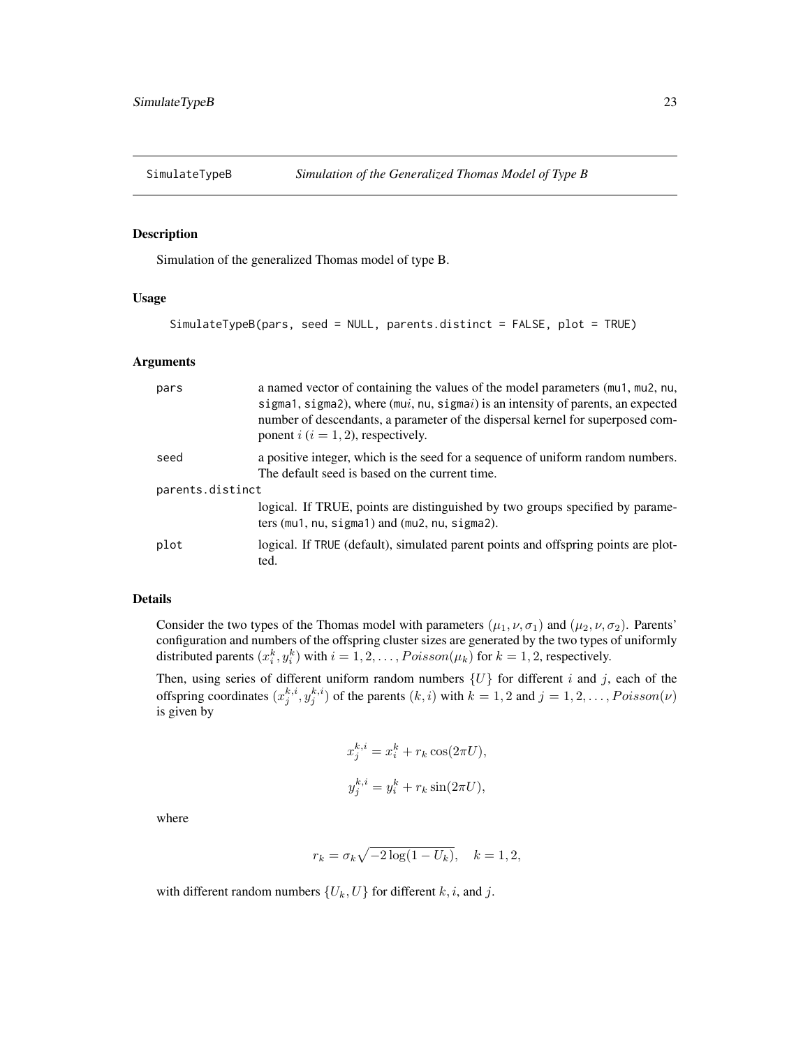SimulateTypeB *Simulation of the Generalized Thomas Model of Type B*

## Description

Simulation of the generalized Thomas model of type B.

## Usage

```
SimulateTypeB(pars, seed = NULL, parents.distinct = FALSE, plot = TRUE)
```

## Arguments

| | |
|---|---|
| pars | a named vector of containing the values of the model parameters (mu1, mu2, nu, sigma1, sigma2), where (mu$i$, nu, sigma$i$) is an intensity of parents, an expected number of descendants, a parameter of the dispersal kernel for superposed component $i$ ($i = 1, 2$), respectively. |
| seed | a positive integer, which is the seed for a sequence of uniform random numbers. The default seed is based on the current time. |
| parents.distinct | logical. If TRUE, points are distinguished by two groups specified by parameters (mu1, nu, sigma1) and (mu2, nu, sigma2). |
| plot | logical. If TRUE (default), simulated parent points and offspring points are plotted. |

## Details

Consider the two types of the Thomas model with parameters $(\mu_1, \nu, \sigma_1)$ and $(\mu_2, \nu, \sigma_2)$. Parents' configuration and numbers of the offspring cluster sizes are generated by the two types of uniformly distributed parents $(x_i^k, y_i^k)$ with $i = 1, 2, \ldots, Poisson(\mu_k)$ for $k = 1, 2$, respectively.

Then, using series of different uniform random numbers $\{U\}$ for different $i$ and $j$, each of the offspring coordinates $(x_j^{k,i}, y_j^{k,i})$ of the parents $(k, i)$ with $k = 1, 2$ and $j = 1, 2, \ldots, Poisson(\nu)$ is given by

$$x_j^{k,i} = x_i^k + r_k \cos(2\pi U),$$

$$y_j^{k,i} = y_i^k + r_k \sin(2\pi U),$$

where

$$r_k = \sigma_k \sqrt{-2 \log(1 - U_k)}, \quad k = 1, 2,$$

with different random numbers $\{U_k, U\}$ for different $k, i$, and $j$.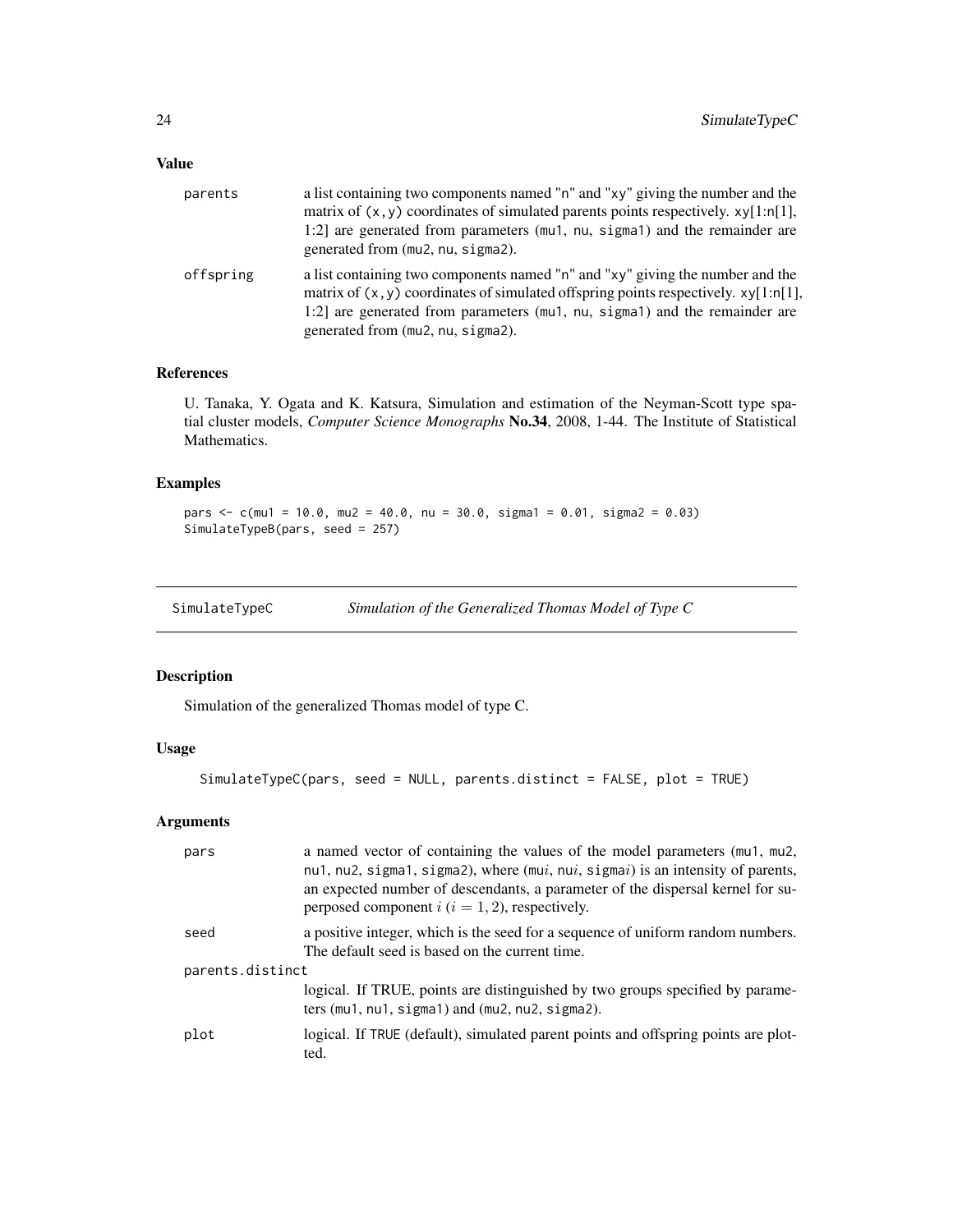### Value

parents
: a list containing two components named "n" and "xy" giving the number and the matrix of (x,y) coordinates of simulated parents points respectively. xy[1:n[1], 1:2] are generated from parameters (mu1, nu, sigma1) and the remainder are generated from (mu2, nu, sigma2).

offspring
: a list containing two components named "n" and "xy" giving the number and the matrix of (x,y) coordinates of simulated offspring points respectively. xy[1:n[1], 1:2] are generated from parameters (mu1, nu, sigma1) and the remainder are generated from (mu2, nu, sigma2).

### References

U. Tanaka, Y. Ogata and K. Katsura, Simulation and estimation of the Neyman-Scott type spatial cluster models, *Computer Science Monographs* **No.34**, 2008, 1-44. The Institute of Statistical Mathematics.

### Examples

```
pars <- c(mu1 = 10.0, mu2 = 40.0, nu = 30.0, sigma1 = 0.01, sigma2 = 0.03)
SimulateTypeB(pars, seed = 257)
```

---

## SimulateTypeC — *Simulation of the Generalized Thomas Model of Type C*

### Description

Simulation of the generalized Thomas model of type C.

### Usage

```
SimulateTypeC(pars, seed = NULL, parents.distinct = FALSE, plot = TRUE)
```

### Arguments

pars
: a named vector of containing the values of the model parameters (mu1, mu2, nu1, nu2, sigma1, sigma2), where (mu$i$, nu$i$, sigma$i$) is an intensity of parents, an expected number of descendants, a parameter of the dispersal kernel for superposed component $i$ ($i = 1, 2$), respectively.

seed
: a positive integer, which is the seed for a sequence of uniform random numbers. The default seed is based on the current time.

parents.distinct
: logical. If TRUE, points are distinguished by two groups specified by parameters (mu1, nu1, sigma1) and (mu2, nu2, sigma2).

plot
: logical. If TRUE (default), simulated parent points and offspring points are plotted.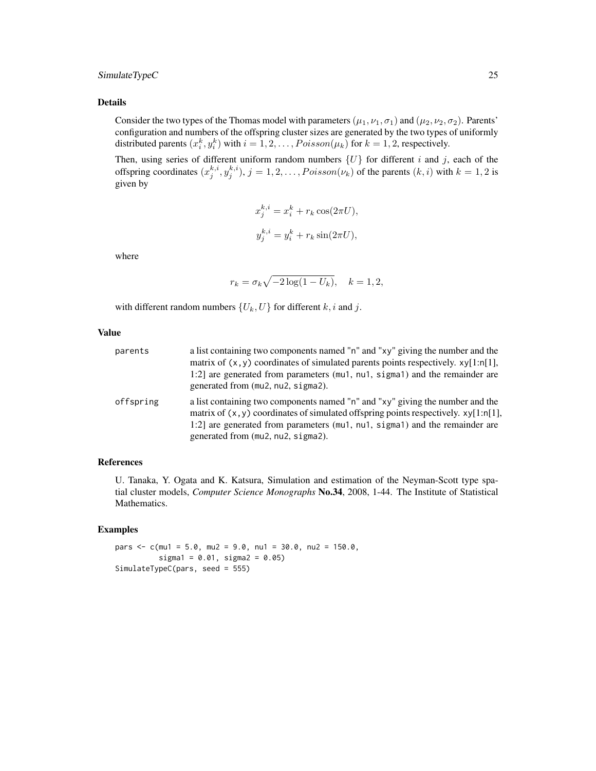## Details

Consider the two types of the Thomas model with parameters $(\mu_1, \nu_1, \sigma_1)$ and $(\mu_2, \nu_2, \sigma_2)$. Parents' configuration and numbers of the offspring cluster sizes are generated by the two types of uniformly distributed parents $(x_i^k, y_i^k)$ with $i = 1, 2, \ldots, Poisson(\mu_k)$ for $k = 1, 2$, respectively.

Then, using series of different uniform random numbers $\{U\}$ for different $i$ and $j$, each of the offspring coordinates $(x_j^{k,i}, y_j^{k,i})$, $j = 1, 2, \ldots, Poisson(\nu_k)$ of the parents $(k, i)$ with $k = 1, 2$ is given by

$$x_j^{k,i} = x_i^k + r_k \cos(2\pi U),$$

$$y_j^{k,i} = y_i^k + r_k \sin(2\pi U),$$

where

$$r_k = \sigma_k \sqrt{-2 \log(1 - U_k)}, \quad k = 1, 2,$$

with different random numbers $\{U_k, U\}$ for different $k, i$ and $j$.

## Value

| | |
|---|---|
| parents | a list containing two components named "n" and "xy" giving the number and the matrix of (x,y) coordinates of simulated parents points respectively. xy[1:n[1], 1:2] are generated from parameters (mu1, nu1, sigma1) and the remainder are generated from (mu2, nu2, sigma2). |
| offspring | a list containing two components named "n" and "xy" giving the number and the matrix of (x,y) coordinates of simulated offspring points respectively. xy[1:n[1], 1:2] are generated from parameters (mu1, nu1, sigma1) and the remainder are generated from (mu2, nu2, sigma2). |

## References

U. Tanaka, Y. Ogata and K. Katsura, Simulation and estimation of the Neyman-Scott type spatial cluster models, *Computer Science Monographs* **No.34**, 2008, 1-44. The Institute of Statistical Mathematics.

## Examples

```
pars <- c(mu1 = 5.0, mu2 = 9.0, nu1 = 30.0, nu2 = 150.0,
          sigma1 = 0.01, sigma2 = 0.05)
SimulateTypeC(pars, seed = 555)
```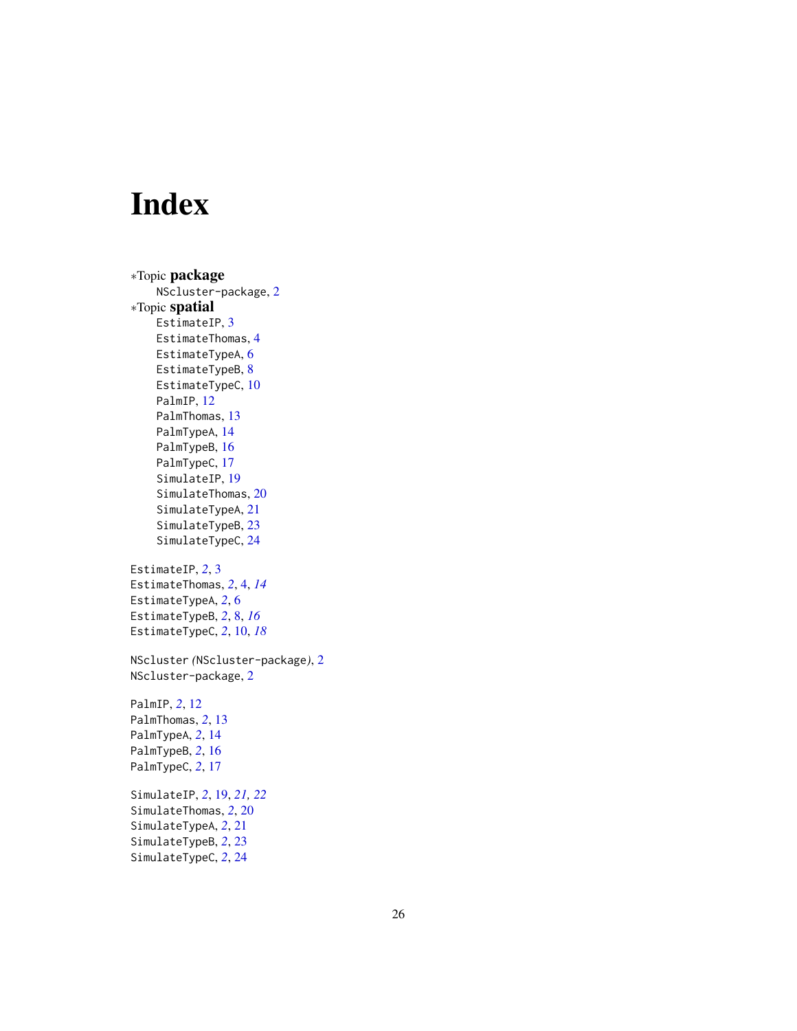# Index

∗Topic **package**

NScluster-package, 2

∗Topic **spatial**

EstimateIP, 3
EstimateThomas, 4
EstimateTypeA, 6
EstimateTypeB, 8
EstimateTypeC, 10
PalmIP, 12
PalmThomas, 13
PalmTypeA, 14
PalmTypeB, 16
PalmTypeC, 17
SimulateIP, 19
SimulateThomas, 20
SimulateTypeA, 21
SimulateTypeB, 23
SimulateTypeC, 24

EstimateIP, *2*, 3
EstimateThomas, *2*, 4, *14*
EstimateTypeA, *2*, 6
EstimateTypeB, *2*, 8, *16*
EstimateTypeC, *2*, 10, *18*

NScluster *(*NScluster-package*)*, 2
NScluster-package, 2

PalmIP, *2*, 12
PalmThomas, *2*, 13
PalmTypeA, *2*, 14
PalmTypeB, *2*, 16
PalmTypeC, *2*, 17

SimulateIP, *2*, 19, *21*, *22*
SimulateThomas, *2*, 20
SimulateTypeA, *2*, 21
SimulateTypeB, *2*, 23
SimulateTypeC, *2*, 24